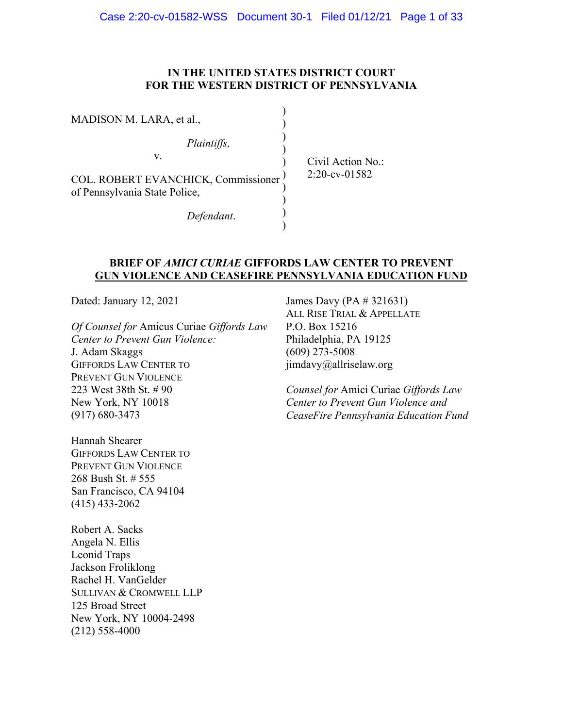**IN THE UNITED STATES DISTRICT COURT**
**FOR THE WESTERN DISTRICT OF PENNSYLVANIA**

MADISON M. LARA, et al.,

*Plaintiffs,*

v.

COL. ROBERT EVANCHICK, Commissioner of Pennsylvania State Police,

*Defendant.*

Civil Action No.: 2:20-cv-01582

**BRIEF OF *AMICI CURIAE* GIFFORDS LAW CENTER TO PREVENT GUN VIOLENCE AND CEASEFIRE PENNSYLVANIA EDUCATION FUND**

Dated: January 12, 2021

*Of Counsel for* Amicus Curiae *Giffords Law Center to Prevent Gun Violence:*
J. Adam Skaggs
GIFFORDS LAW CENTER TO PREVENT GUN VIOLENCE
223 West 38th St. # 90
New York, NY 10018
(917) 680-3473

Hannah Shearer
GIFFORDS LAW CENTER TO PREVENT GUN VIOLENCE
268 Bush St. # 555
San Francisco, CA 94104
(415) 433-2062

Robert A. Sacks
Angela N. Ellis
Leonid Traps
Jackson Froliklong
Rachel H. VanGelder
SULLIVAN & CROMWELL LLP
125 Broad Street
New York, NY 10004-2498
(212) 558-4000

James Davy (PA # 321631)
ALL RISE TRIAL & APPELLATE
P.O. Box 15216
Philadelphia, PA 19125
(609) 273-5008
jimdavy@allriselaw.org

*Counsel for* Amici Curiae *Giffords Law Center to Prevent Gun Violence and CeaseFire Pennsylvania Education Fund*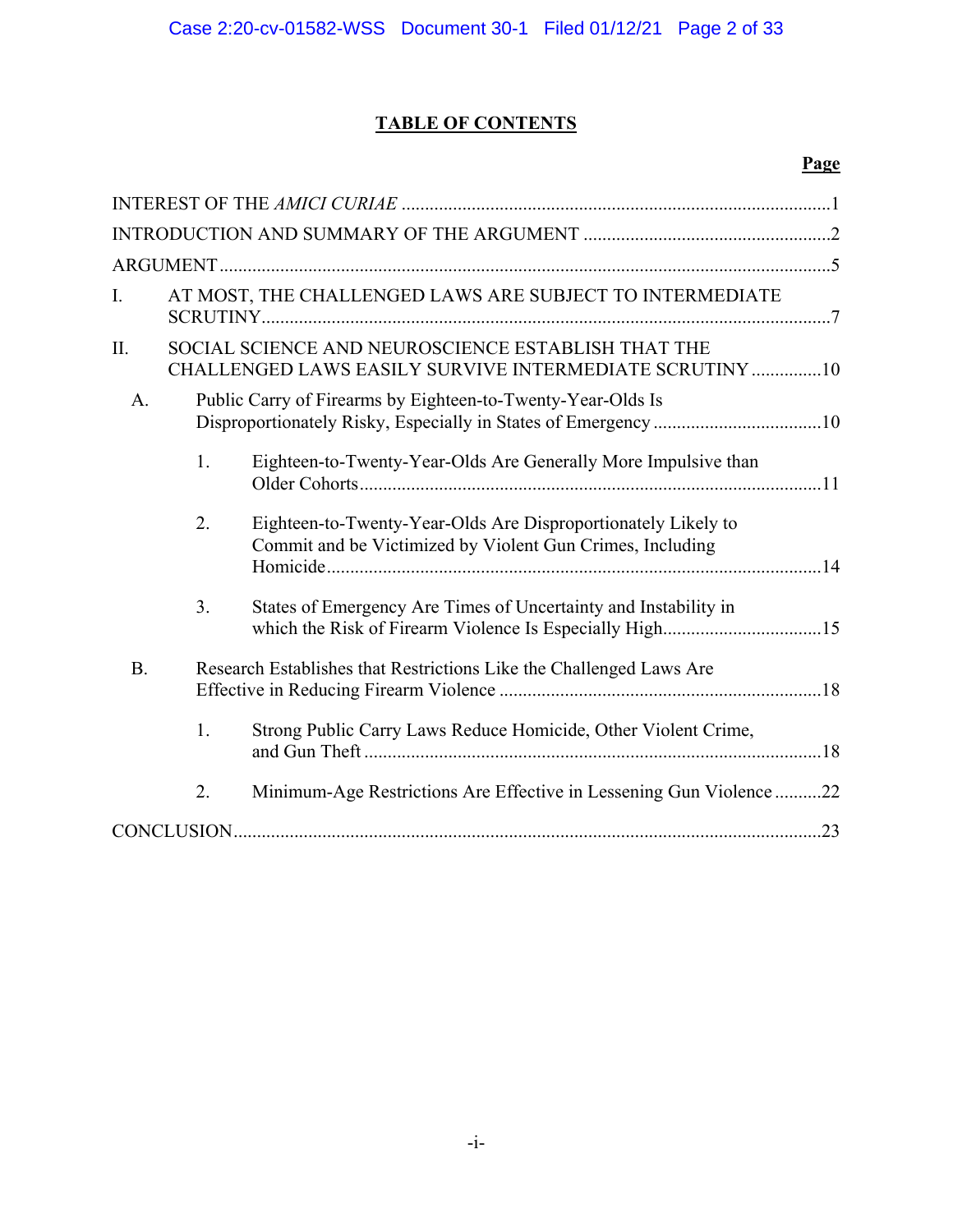# TABLE OF CONTENTS

**Page**

INTEREST OF THE *AMICI CURIAE* ............................................................................................1

INTRODUCTION AND SUMMARY OF THE ARGUMENT .....................................................2

ARGUMENT ..................................................................................................................................5

I. AT MOST, THE CHALLENGED LAWS ARE SUBJECT TO INTERMEDIATE SCRUTINY ..........................................................................................................................7

II. SOCIAL SCIENCE AND NEUROSCIENCE ESTABLISH THAT THE CHALLENGED LAWS EASILY SURVIVE INTERMEDIATE SCRUTINY ...............10

 A. Public Carry of Firearms by Eighteen-to-Twenty-Year-Olds Is Disproportionately Risky, Especially in States of Emergency ....................................10

  1. Eighteen-to-Twenty-Year-Olds Are Generally More Impulsive than Older Cohorts ..................................................................................................11

  2. Eighteen-to-Twenty-Year-Olds Are Disproportionately Likely to Commit and be Victimized by Violent Gun Crimes, Including Homicide ..........................................................................................................14

  3. States of Emergency Are Times of Uncertainty and Instability in which the Risk of Firearm Violence Is Especially High..................................15

 B. Research Establishes that Restrictions Like the Challenged Laws Are Effective in Reducing Firearm Violence .....................................................................18

  1. Strong Public Carry Laws Reduce Homicide, Other Violent Crime, and Gun Theft ..................................................................................................18

  2. Minimum-Age Restrictions Are Effective in Lessening Gun Violence ..........22

CONCLUSION..............................................................................................................................23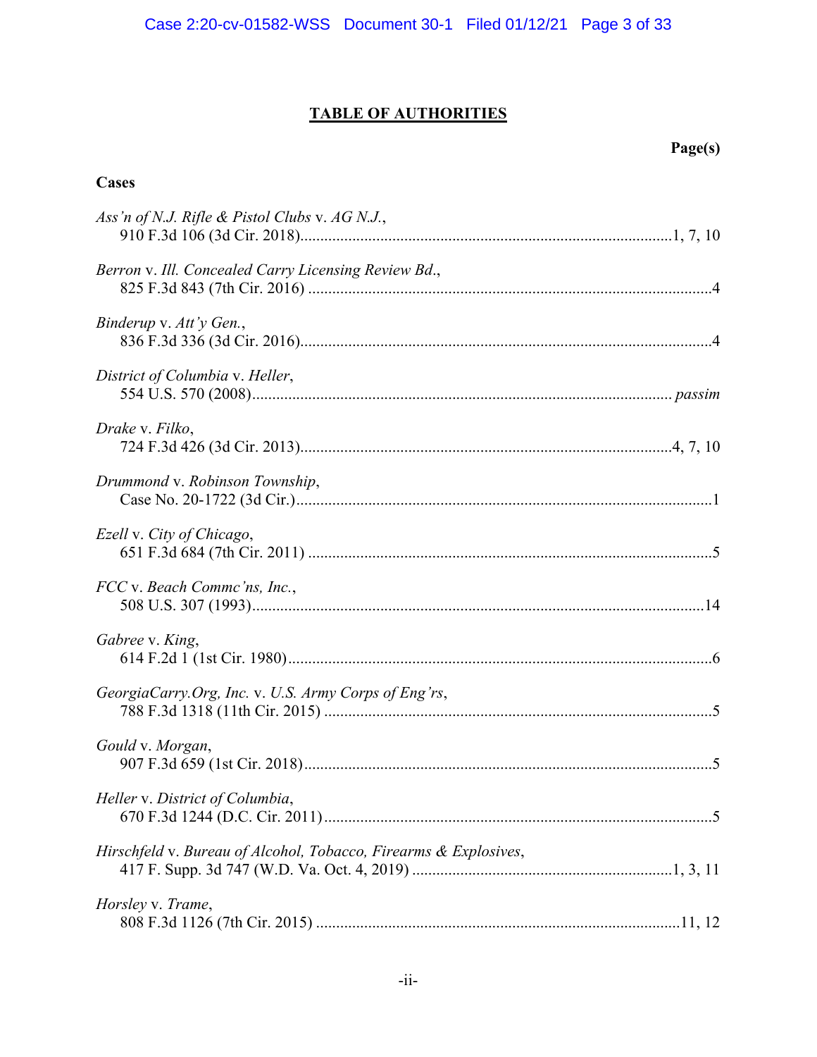# TABLE OF AUTHORITIES

**Page(s)**

**Cases**

*Ass'n of N.J. Rifle & Pistol Clubs* v. *AG N.J.*,
910 F.3d 106 (3d Cir. 2018)....................1, 7, 10

*Berron* v. *Ill. Concealed Carry Licensing Review Bd.*,
825 F.3d 843 (7th Cir. 2016)....................4

*Binderup* v. *Att'y Gen.*,
836 F.3d 336 (3d Cir. 2016)....................4

*District of Columbia* v. *Heller*,
554 U.S. 570 (2008).................... *passim*

*Drake* v. *Filko*,
724 F.3d 426 (3d Cir. 2013)....................4, 7, 10

*Drummond* v. *Robinson Township*,
Case No. 20-1722 (3d Cir.)....................1

*Ezell* v. *City of Chicago*,
651 F.3d 684 (7th Cir. 2011)....................5

*FCC* v. *Beach Commc'ns, Inc.*,
508 U.S. 307 (1993)....................14

*Gabree* v. *King*,
614 F.2d 1 (1st Cir. 1980)....................6

*GeorgiaCarry.Org, Inc.* v. *U.S. Army Corps of Eng'rs*,
788 F.3d 1318 (11th Cir. 2015)....................5

*Gould* v. *Morgan*,
907 F.3d 659 (1st Cir. 2018)....................5

*Heller* v. *District of Columbia*,
670 F.3d 1244 (D.C. Cir. 2011)....................5

*Hirschfeld* v. *Bureau of Alcohol, Tobacco, Firearms & Explosives*,
417 F. Supp. 3d 747 (W.D. Va. Oct. 4, 2019)....................1, 3, 11

*Horsley* v. *Trame*,
808 F.3d 1126 (7th Cir. 2015)....................11, 12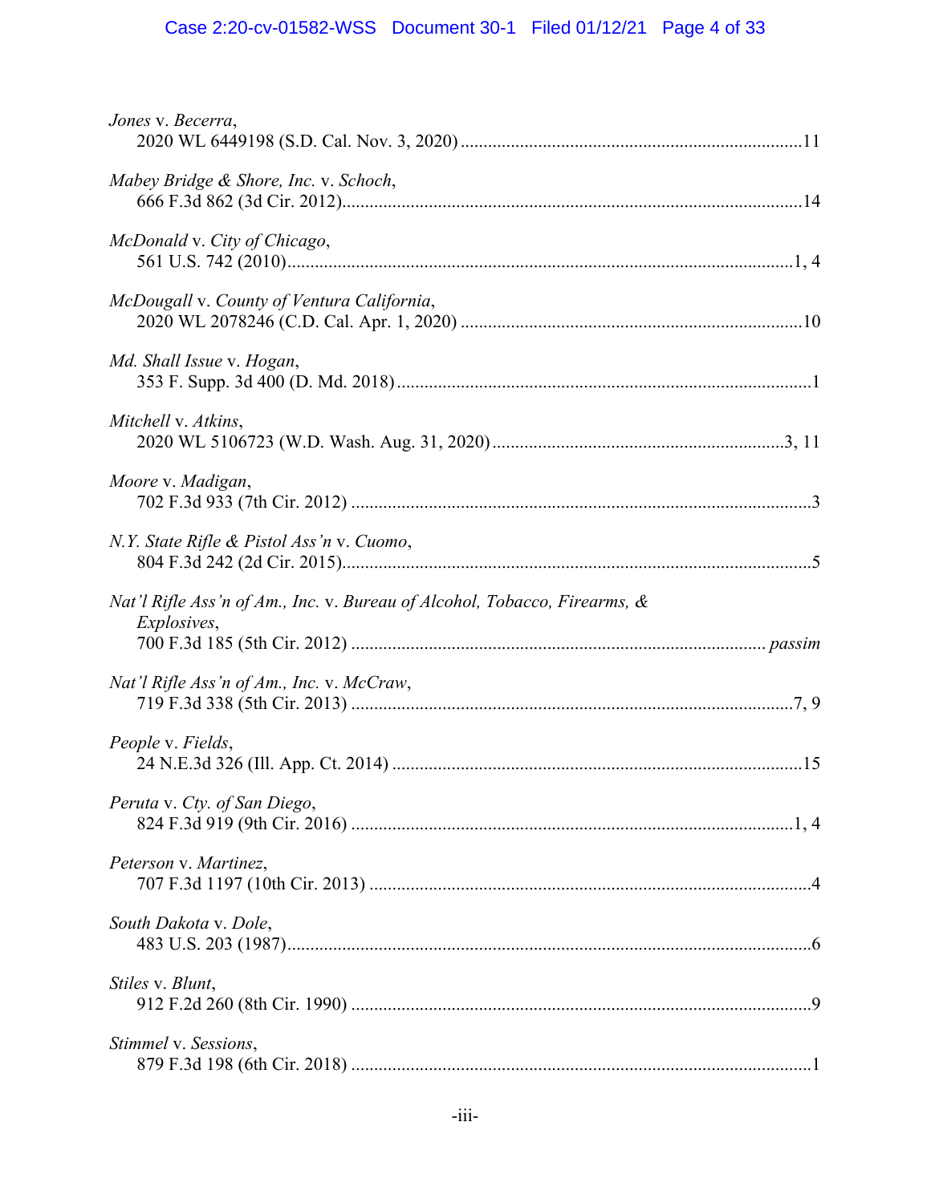*Jones* v. *Becerra*,
2020 WL 6449198 (S.D. Cal. Nov. 3, 2020) ............................................................................11

*Mabey Bridge & Shore, Inc.* v. *Schoch*,
666 F.3d 862 (3d Cir. 2012).......................................................................................................14

*McDonald* v. *City of Chicago*,
561 U.S. 742 (2010)...................................................................................................................1, 4

*McDougall* v. *County of Ventura California*,
2020 WL 2078246 (C.D. Cal. Apr. 1, 2020) ............................................................................10

*Md. Shall Issue* v. *Hogan*,
353 F. Supp. 3d 400 (D. Md. 2018) ............................................................................................1

*Mitchell* v. *Atkins*,
2020 WL 5106723 (W.D. Wash. Aug. 31, 2020) ..................................................................3, 11

*Moore* v. *Madigan*,
702 F.3d 933 (7th Cir. 2012) .......................................................................................................3

*N.Y. State Rifle & Pistol Ass'n* v. *Cuomo*,
804 F.3d 242 (2d Cir. 2015).........................................................................................................5

*Nat'l Rifle Ass'n of Am., Inc.* v. *Bureau of Alcohol, Tobacco, Firearms, & Explosives*,
700 F.3d 185 (5th Cir. 2012) ............................................................................................ *passim*

*Nat'l Rifle Ass'n of Am., Inc.* v. *McCraw*,
719 F.3d 338 (5th Cir. 2013) ...................................................................................................7, 9

*People* v. *Fields*,
24 N.E.3d 326 (Ill. App. Ct. 2014) ...........................................................................................15

*Peruta* v. *Cty. of San Diego*,
824 F.3d 919 (9th Cir. 2016) ...................................................................................................1, 4

*Peterson* v. *Martinez*,
707 F.3d 1197 (10th Cir. 2013) ...................................................................................................4

*South Dakota* v. *Dole*,
483 U.S. 203 (1987).....................................................................................................................6

*Stiles* v. *Blunt*,
912 F.2d 260 (8th Cir. 1990) .......................................................................................................9

*Stimmel* v. *Sessions*,
879 F.3d 198 (6th Cir. 2018) .......................................................................................................1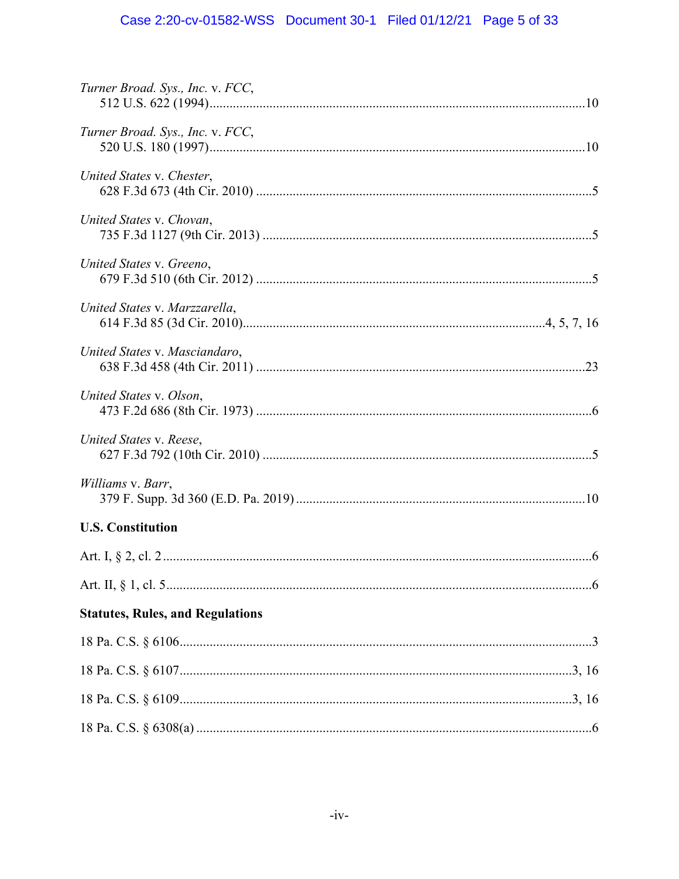*Turner Broad. Sys., Inc.* v. *FCC*,
512 U.S. 622 (1994)....................................................................................................10

*Turner Broad. Sys., Inc.* v. *FCC*,
520 U.S. 180 (1997)....................................................................................................10

*United States* v. *Chester*,
628 F.3d 673 (4th Cir. 2010) ........................................................................................5

*United States* v. *Chovan*,
735 F.3d 1127 (9th Cir. 2013) ......................................................................................5

*United States* v. *Greeno*,
679 F.3d 510 (6th Cir. 2012) ........................................................................................5

*United States* v. *Marzzarella*,
614 F.3d 85 (3d Cir. 2010)............................................................................4, 5, 7, 16

*United States* v. *Masciandaro*,
638 F.3d 458 (4th Cir. 2011) ......................................................................................23

*United States* v. *Olson*,
473 F.2d 686 (8th Cir. 1973) ........................................................................................6

*United States* v. *Reese*,
627 F.3d 792 (10th Cir. 2010) ......................................................................................5

*Williams* v. *Barr*,
379 F. Supp. 3d 360 (E.D. Pa. 2019) .........................................................................10

**U.S. Constitution**

Art. I, § 2, cl. 2 ..................................................................................................................6

Art. II, § 1, cl. 5..................................................................................................................6

**Statutes, Rules, and Regulations**

18 Pa. C.S. § 6106.............................................................................................................3

18 Pa. C.S. § 6107.......................................................................................................3, 16

18 Pa. C.S. § 6109.......................................................................................................3, 16

18 Pa. C.S. § 6308(a) ........................................................................................................6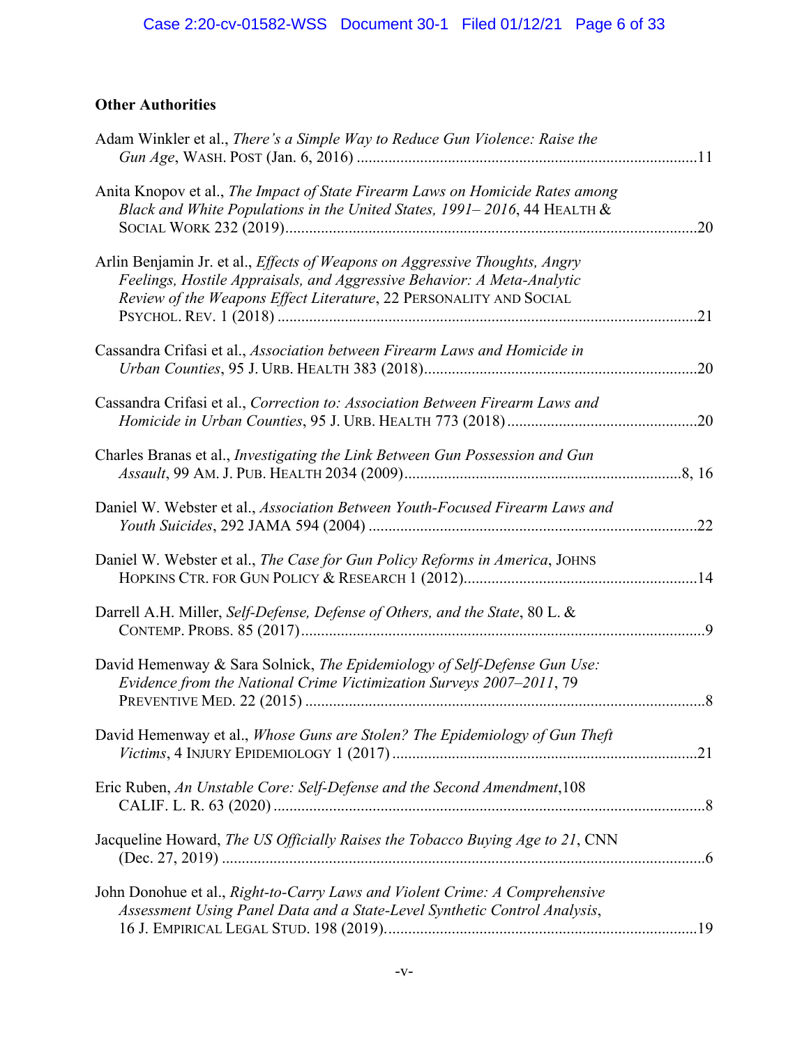## Other Authorities

Adam Winkler et al., *There's a Simple Way to Reduce Gun Violence: Raise the Gun Age*, WASH. POST (Jan. 6, 2016) ....................................................................................11

Anita Knopov et al., *The Impact of State Firearm Laws on Homicide Rates among Black and White Populations in the United States, 1991– 2016*, 44 HEALTH & SOCIAL WORK 232 (2019).......................................................................................................20

Arlin Benjamin Jr. et al., *Effects of Weapons on Aggressive Thoughts, Angry Feelings, Hostile Appraisals, and Aggressive Behavior: A Meta-Analytic Review of the Weapons Effect Literature*, 22 PERSONALITY AND SOCIAL PSYCHOL. REV. 1 (2018) .........................................................................................................21

Cassandra Crifasi et al., *Association between Firearm Laws and Homicide in Urban Counties*, 95 J. URB. HEALTH 383 (2018)....................................................................20

Cassandra Crifasi et al., *Correction to: Association Between Firearm Laws and Homicide in Urban Counties*, 95 J. URB. HEALTH 773 (2018) ...............................................20

Charles Branas et al., *Investigating the Link Between Gun Possession and Gun Assault*, 99 AM. J. PUB. HEALTH 2034 (2009)...................................................................8, 16

Daniel W. Webster et al., *Association Between Youth-Focused Firearm Laws and Youth Suicides*, 292 JAMA 594 (2004) ..................................................................................22

Daniel W. Webster et al., *The Case for Gun Policy Reforms in America*, JOHNS HOPKINS CTR. FOR GUN POLICY & RESEARCH 1 (2012)..........................................................14

Darrell A.H. Miller, *Self-Defense, Defense of Others, and the State*, 80 L. & CONTEMP. PROBS. 85 (2017).....................................................................................................9

David Hemenway & Sara Solnick, *The Epidemiology of Self-Defense Gun Use: Evidence from the National Crime Victimization Surveys 2007–2011*, 79 PREVENTIVE MED. 22 (2015) ....................................................................................................8

David Hemenway et al., *Whose Guns are Stolen? The Epidemiology of Gun Theft Victims*, 4 INJURY EPIDEMIOLOGY 1 (2017) ............................................................................21

Eric Ruben, *An Unstable Core: Self-Defense and the Second Amendment*,108 CALIF. L. R. 63 (2020) ............................................................................................................8

Jacqueline Howard, *The US Officially Raises the Tobacco Buying Age to 21*, CNN (Dec. 27, 2019) .........................................................................................................................6

John Donohue et al., *Right-to-Carry Laws and Violent Crime: A Comprehensive Assessment Using Panel Data and a State-Level Synthetic Control Analysis*, 16 J. EMPIRICAL LEGAL STUD. 198 (2019)..............................................................................19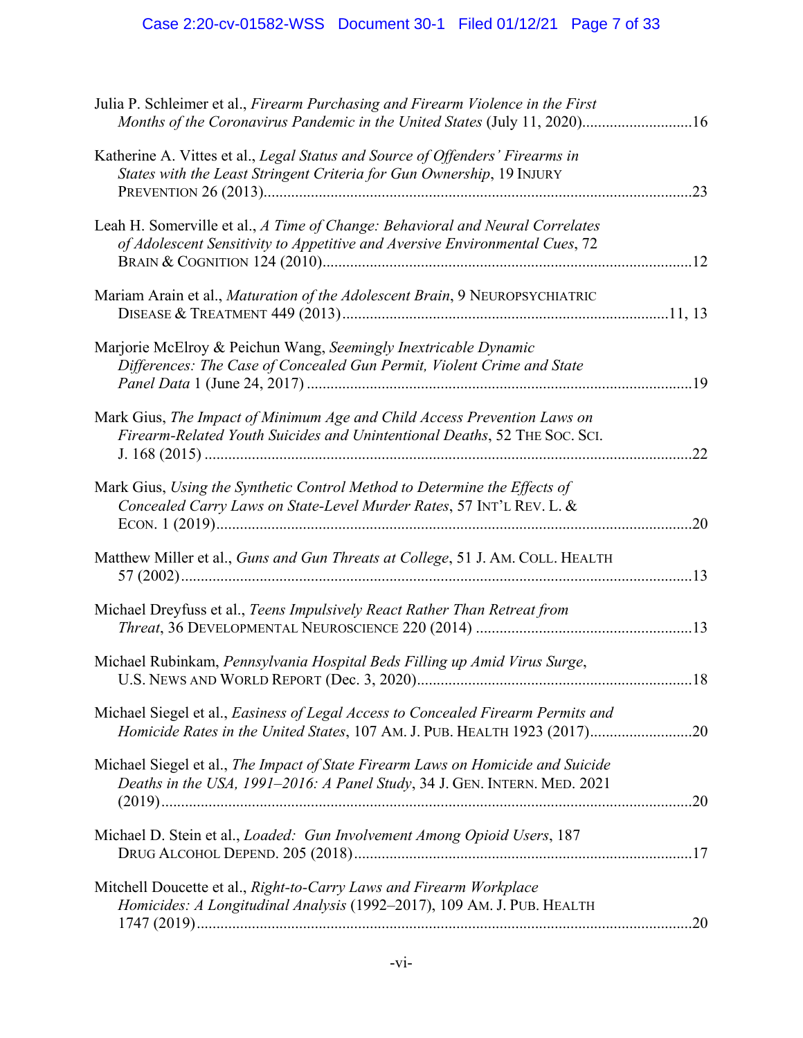Julia P. Schleimer et al., *Firearm Purchasing and Firearm Violence in the First Months of the Coronavirus Pandemic in the United States* (July 11, 2020)............................16

Katherine A. Vittes et al., *Legal Status and Source of Offenders' Firearms in States with the Least Stringent Criteria for Gun Ownership*, 19 INJURY PREVENTION 26 (2013)..........................................................................................................23

Leah H. Somerville et al., *A Time of Change: Behavioral and Neural Correlates of Adolescent Sensitivity to Appetitive and Aversive Environmental Cues*, 72 BRAIN & COGNITION 124 (2010)............................................................................................12

Mariam Arain et al., *Maturation of the Adolescent Brain*, 9 NEUROPSYCHIATRIC DISEASE & TREATMENT 449 (2013)..................................................................................11, 13

Marjorie McElroy & Peichun Wang, *Seemingly Inextricable Dynamic Differences: The Case of Concealed Gun Permit, Violent Crime and State Panel Data* 1 (June 24, 2017) ..................................................................................19

Mark Gius, *The Impact of Minimum Age and Child Access Prevention Laws on Firearm-Related Youth Suicides and Unintentional Deaths*, 52 THE SOC. SCI. J. 168 (2015) ..........................................................................................................22

Mark Gius, *Using the Synthetic Control Method to Determine the Effects of Concealed Carry Laws on State-Level Murder Rates*, 57 INT'L REV. L. & ECON. 1 (2019).......................................................................................................20

Matthew Miller et al., *Guns and Gun Threats at College*, 51 J. AM. COLL. HEALTH 57 (2002).................................................................................................................13

Michael Dreyfuss et al., *Teens Impulsively React Rather Than Retreat from Threat*, 36 DEVELOPMENTAL NEUROSCIENCE 220 (2014) ......................................................13

Michael Rubinkam, *Pennsylvania Hospital Beds Filling up Amid Virus Surge*, U.S. NEWS AND WORLD REPORT (Dec. 3, 2020).....................................................................18

Michael Siegel et al., *Easiness of Legal Access to Concealed Firearm Permits and Homicide Rates in the United States*, 107 AM. J. PUB. HEALTH 1923 (2017)..........................20

Michael Siegel et al., *The Impact of State Firearm Laws on Homicide and Suicide Deaths in the USA, 1991–2016: A Panel Study*, 34 J. GEN. INTERN. MED. 2021 (2019).....................................................................................................................20

Michael D. Stein et al., *Loaded: Gun Involvement Among Opioid Users*, 187 DRUG ALCOHOL DEPEND. 205 (2018).....................................................................................17

Mitchell Doucette et al., *Right-to-Carry Laws and Firearm Workplace Homicides: A Longitudinal Analysis* (1992–2017), 109 AM. J. PUB. HEALTH 1747 (2019)............................................................................................................20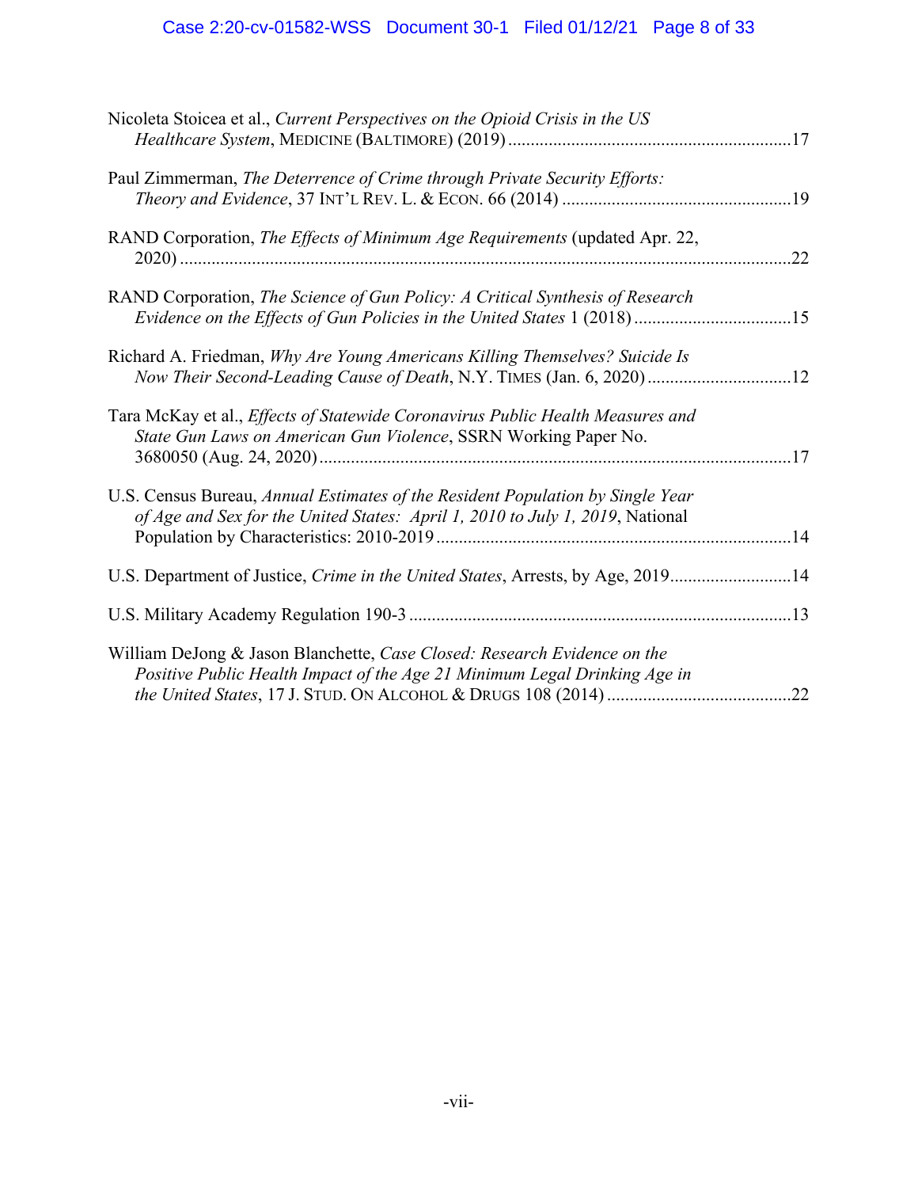Nicoleta Stoicea et al., *Current Perspectives on the Opioid Crisis in the US Healthcare System*, MEDICINE (BALTIMORE) (2019) ....................17

Paul Zimmerman, *The Deterrence of Crime through Private Security Efforts: Theory and Evidence*, 37 INT'L REV. L. & ECON. 66 (2014) ....................19

RAND Corporation, *The Effects of Minimum Age Requirements* (updated Apr. 22, 2020) ....................22

RAND Corporation, *The Science of Gun Policy: A Critical Synthesis of Research Evidence on the Effects of Gun Policies in the United States* 1 (2018) ....................15

Richard A. Friedman, *Why Are Young Americans Killing Themselves? Suicide Is Now Their Second-Leading Cause of Death*, N.Y. TIMES (Jan. 6, 2020) ....................12

Tara McKay et al., *Effects of Statewide Coronavirus Public Health Measures and State Gun Laws on American Gun Violence*, SSRN Working Paper No. 3680050 (Aug. 24, 2020) ....................17

U.S. Census Bureau, *Annual Estimates of the Resident Population by Single Year of Age and Sex for the United States: April 1, 2010 to July 1, 2019*, National Population by Characteristics: 2010-2019 ....................14

U.S. Department of Justice, *Crime in the United States*, Arrests, by Age, 2019 ....................14

U.S. Military Academy Regulation 190-3 ....................13

William DeJong & Jason Blanchette, *Case Closed: Research Evidence on the Positive Public Health Impact of the Age 21 Minimum Legal Drinking Age in the United States*, 17 J. STUD. ON ALCOHOL & DRUGS 108 (2014) ....................22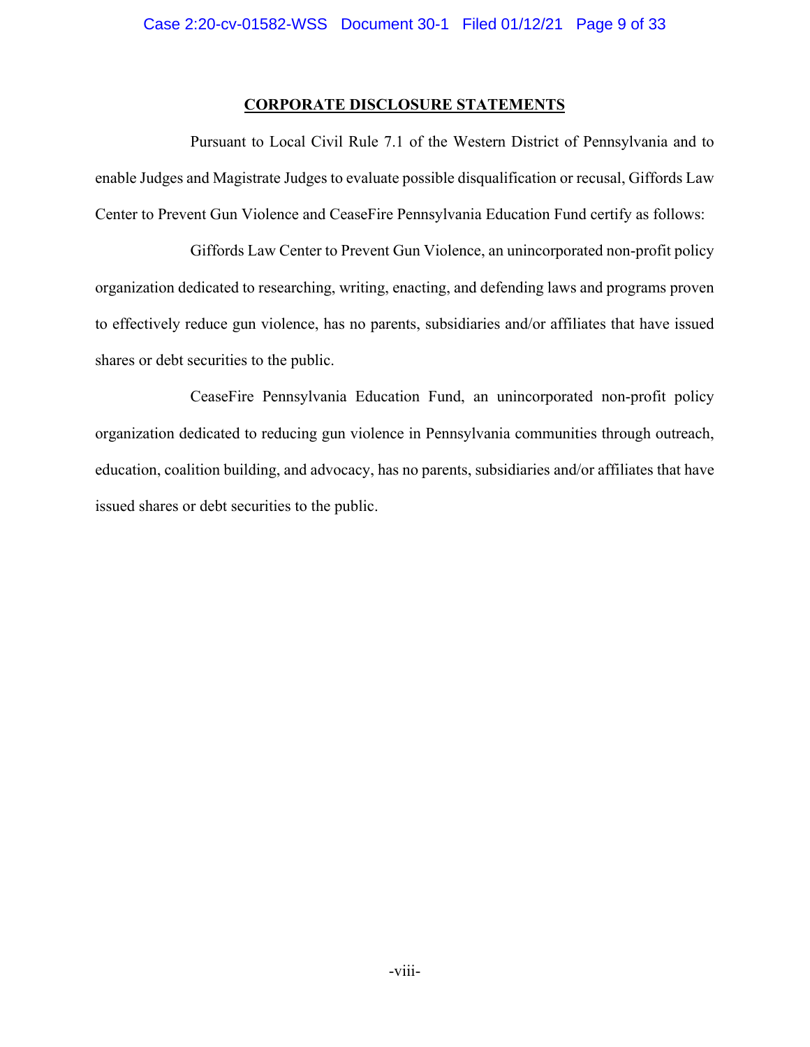## CORPORATE DISCLOSURE STATEMENTS

Pursuant to Local Civil Rule 7.1 of the Western District of Pennsylvania and to enable Judges and Magistrate Judges to evaluate possible disqualification or recusal, Giffords Law Center to Prevent Gun Violence and CeaseFire Pennsylvania Education Fund certify as follows:

Giffords Law Center to Prevent Gun Violence, an unincorporated non-profit policy organization dedicated to researching, writing, enacting, and defending laws and programs proven to effectively reduce gun violence, has no parents, subsidiaries and/or affiliates that have issued shares or debt securities to the public.

CeaseFire Pennsylvania Education Fund, an unincorporated non-profit policy organization dedicated to reducing gun violence in Pennsylvania communities through outreach, education, coalition building, and advocacy, has no parents, subsidiaries and/or affiliates that have issued shares or debt securities to the public.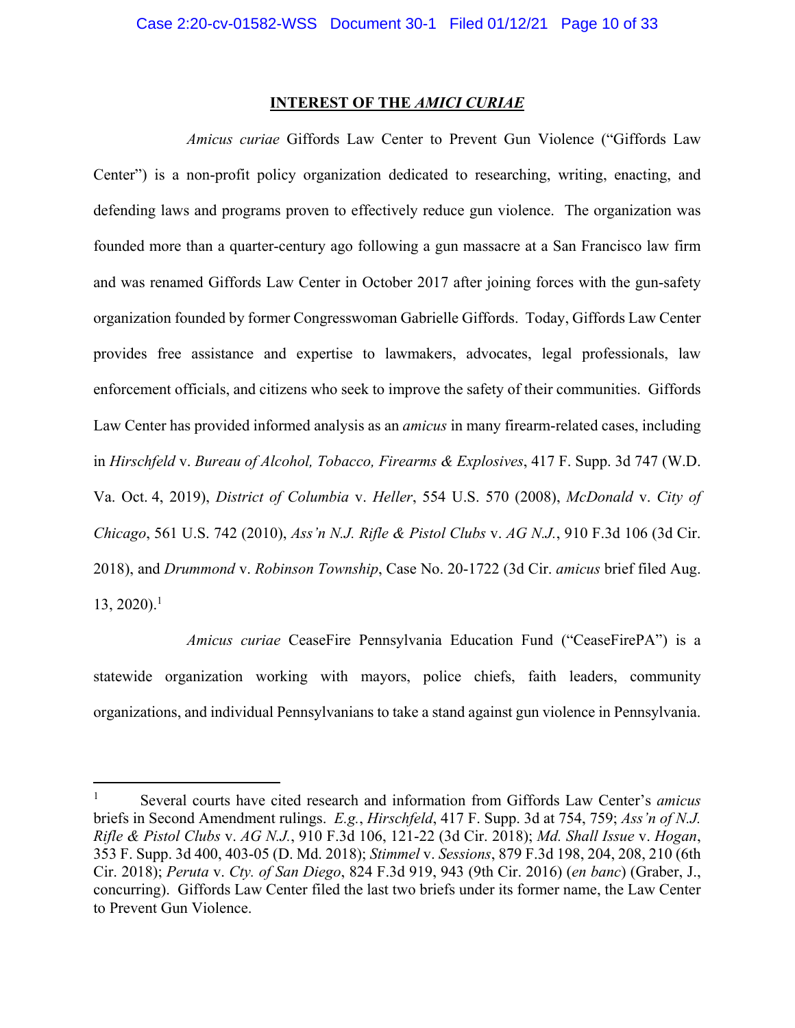## INTEREST OF THE *AMICI CURIAE*

*Amicus curiae* Giffords Law Center to Prevent Gun Violence ("Giffords Law Center") is a non-profit policy organization dedicated to researching, writing, enacting, and defending laws and programs proven to effectively reduce gun violence. The organization was founded more than a quarter-century ago following a gun massacre at a San Francisco law firm and was renamed Giffords Law Center in October 2017 after joining forces with the gun-safety organization founded by former Congresswoman Gabrielle Giffords. Today, Giffords Law Center provides free assistance and expertise to lawmakers, advocates, legal professionals, law enforcement officials, and citizens who seek to improve the safety of their communities. Giffords Law Center has provided informed analysis as an *amicus* in many firearm-related cases, including in *Hirschfeld* v. *Bureau of Alcohol, Tobacco, Firearms & Explosives*, 417 F. Supp. 3d 747 (W.D. Va. Oct. 4, 2019), *District of Columbia* v. *Heller*, 554 U.S. 570 (2008), *McDonald* v. *City of Chicago*, 561 U.S. 742 (2010), *Ass'n N.J. Rifle & Pistol Clubs* v. *AG N.J.*, 910 F.3d 106 (3d Cir. 2018), and *Drummond* v. *Robinson Township*, Case No. 20-1722 (3d Cir. *amicus* brief filed Aug. 13, 2020).[1]

*Amicus curiae* CeaseFire Pennsylvania Education Fund ("CeaseFirePA") is a statewide organization working with mayors, police chiefs, faith leaders, community organizations, and individual Pennsylvanians to take a stand against gun violence in Pennsylvania.

---

[1] Several courts have cited research and information from Giffords Law Center's *amicus* briefs in Second Amendment rulings. *E.g.*, *Hirschfeld*, 417 F. Supp. 3d at 754, 759; *Ass'n of N.J. Rifle & Pistol Clubs* v. *AG N.J.*, 910 F.3d 106, 121-22 (3d Cir. 2018); *Md. Shall Issue* v. *Hogan*, 353 F. Supp. 3d 400, 403-05 (D. Md. 2018); *Stimmel* v. *Sessions*, 879 F.3d 198, 204, 208, 210 (6th Cir. 2018); *Peruta* v. *Cty. of San Diego*, 824 F.3d 919, 943 (9th Cir. 2016) (*en banc*) (Graber, J., concurring). Giffords Law Center filed the last two briefs under its former name, the Law Center to Prevent Gun Violence.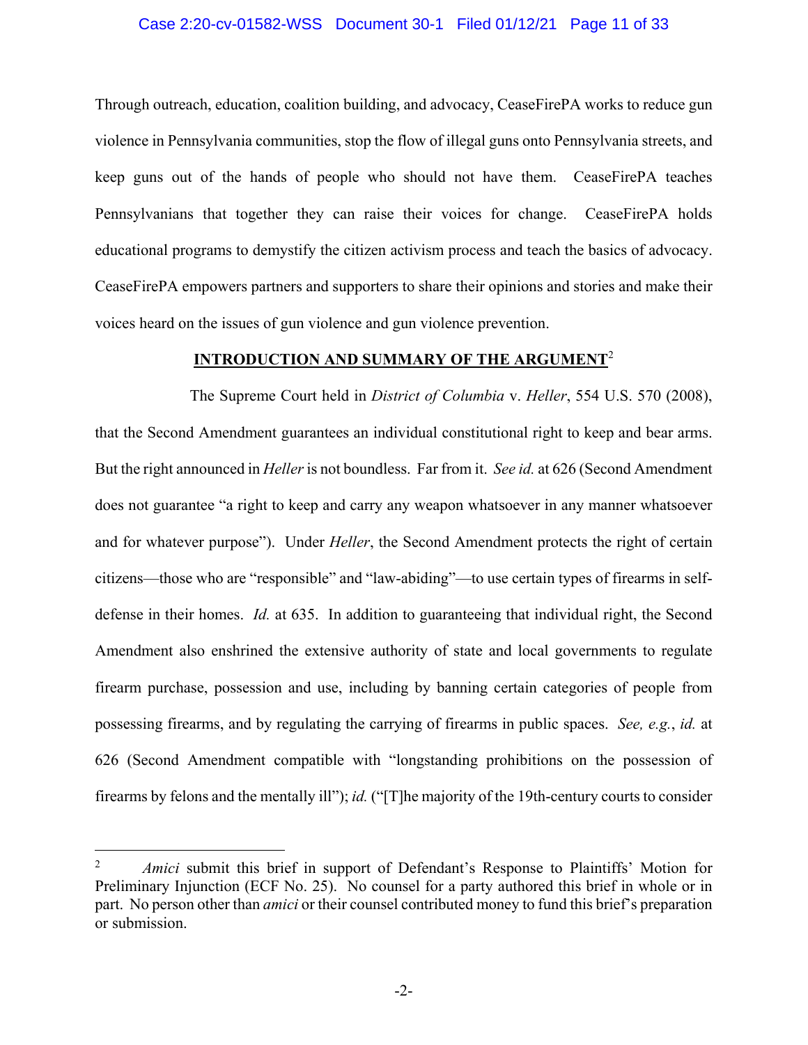Through outreach, education, coalition building, and advocacy, CeaseFirePA works to reduce gun violence in Pennsylvania communities, stop the flow of illegal guns onto Pennsylvania streets, and keep guns out of the hands of people who should not have them. CeaseFirePA teaches Pennsylvanians that together they can raise their voices for change. CeaseFirePA holds educational programs to demystify the citizen activism process and teach the basics of advocacy. CeaseFirePA empowers partners and supporters to share their opinions and stories and make their voices heard on the issues of gun violence and gun violence prevention.

## INTRODUCTION AND SUMMARY OF THE ARGUMENT[2]

The Supreme Court held in *District of Columbia* v. *Heller*, 554 U.S. 570 (2008), that the Second Amendment guarantees an individual constitutional right to keep and bear arms. But the right announced in *Heller* is not boundless. Far from it. *See id.* at 626 (Second Amendment does not guarantee "a right to keep and carry any weapon whatsoever in any manner whatsoever and for whatever purpose"). Under *Heller*, the Second Amendment protects the right of certain citizens—those who are "responsible" and "law-abiding"—to use certain types of firearms in self-defense in their homes. *Id.* at 635. In addition to guaranteeing that individual right, the Second Amendment also enshrined the extensive authority of state and local governments to regulate firearm purchase, possession and use, including by banning certain categories of people from possessing firearms, and by regulating the carrying of firearms in public spaces. *See, e.g.*, *id.* at 626 (Second Amendment compatible with "longstanding prohibitions on the possession of firearms by felons and the mentally ill"); *id.* ("[T]he majority of the 19th-century courts to consider

[2] *Amici* submit this brief in support of Defendant's Response to Plaintiffs' Motion for Preliminary Injunction (ECF No. 25). No counsel for a party authored this brief in whole or in part. No person other than *amici* or their counsel contributed money to fund this brief's preparation or submission.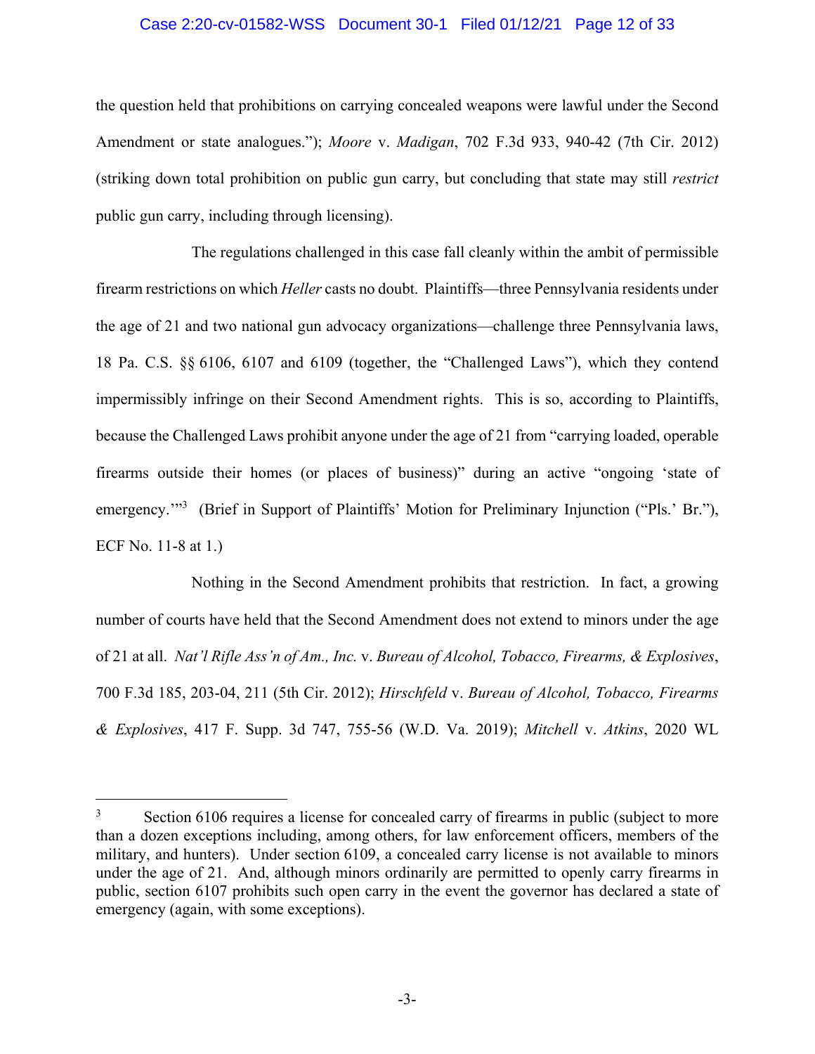the question held that prohibitions on carrying concealed weapons were lawful under the Second Amendment or state analogues."); *Moore* v. *Madigan*, 702 F.3d 933, 940-42 (7th Cir. 2012) (striking down total prohibition on public gun carry, but concluding that state may still *restrict* public gun carry, including through licensing).

The regulations challenged in this case fall cleanly within the ambit of permissible firearm restrictions on which *Heller* casts no doubt. Plaintiffs—three Pennsylvania residents under the age of 21 and two national gun advocacy organizations—challenge three Pennsylvania laws, 18 Pa. C.S. §§ 6106, 6107 and 6109 (together, the "Challenged Laws"), which they contend impermissibly infringe on their Second Amendment rights. This is so, according to Plaintiffs, because the Challenged Laws prohibit anyone under the age of 21 from "carrying loaded, operable firearms outside their homes (or places of business)" during an active "ongoing 'state of emergency.'"[3] (Brief in Support of Plaintiffs' Motion for Preliminary Injunction ("Pls.' Br."), ECF No. 11-8 at 1.)

Nothing in the Second Amendment prohibits that restriction. In fact, a growing number of courts have held that the Second Amendment does not extend to minors under the age of 21 at all. *Nat'l Rifle Ass'n of Am., Inc.* v. *Bureau of Alcohol, Tobacco, Firearms, & Explosives*, 700 F.3d 185, 203-04, 211 (5th Cir. 2012); *Hirschfeld* v. *Bureau of Alcohol, Tobacco, Firearms & Explosives*, 417 F. Supp. 3d 747, 755-56 (W.D. Va. 2019); *Mitchell* v. *Atkins*, 2020 WL

---

[3] Section 6106 requires a license for concealed carry of firearms in public (subject to more than a dozen exceptions including, among others, for law enforcement officers, members of the military, and hunters). Under section 6109, a concealed carry license is not available to minors under the age of 21. And, although minors ordinarily are permitted to openly carry firearms in public, section 6107 prohibits such open carry in the event the governor has declared a state of emergency (again, with some exceptions).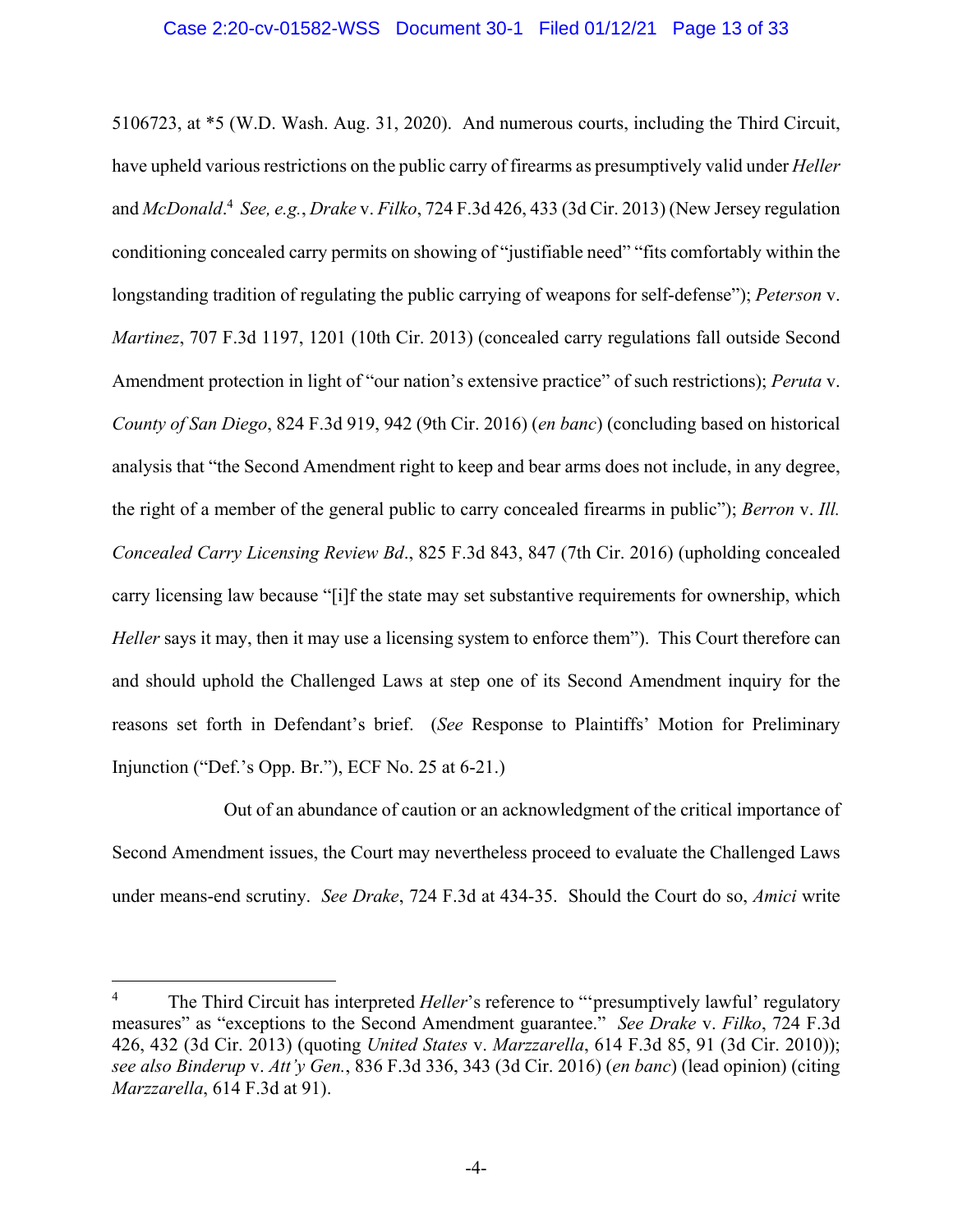5106723, at *5 (W.D. Wash. Aug. 31, 2020). And numerous courts, including the Third Circuit, have upheld various restrictions on the public carry of firearms as presumptively valid under *Heller* and *McDonald*.[4] *See, e.g.*, *Drake* v. *Filko*, 724 F.3d 426, 433 (3d Cir. 2013) (New Jersey regulation conditioning concealed carry permits on showing of "justifiable need" "fits comfortably within the longstanding tradition of regulating the public carrying of weapons for self-defense"); *Peterson* v. *Martinez*, 707 F.3d 1197, 1201 (10th Cir. 2013) (concealed carry regulations fall outside Second Amendment protection in light of "our nation's extensive practice" of such restrictions); *Peruta* v. *County of San Diego*, 824 F.3d 919, 942 (9th Cir. 2016) (*en banc*) (concluding based on historical analysis that "the Second Amendment right to keep and bear arms does not include, in any degree, the right of a member of the general public to carry concealed firearms in public"); *Berron* v. *Ill. Concealed Carry Licensing Review Bd.*, 825 F.3d 843, 847 (7th Cir. 2016) (upholding concealed carry licensing law because "[i]f the state may set substantive requirements for ownership, which *Heller* says it may, then it may use a licensing system to enforce them"). This Court therefore can and should uphold the Challenged Laws at step one of its Second Amendment inquiry for the reasons set forth in Defendant's brief. (*See* Response to Plaintiffs' Motion for Preliminary Injunction ("Def.'s Opp. Br."), ECF No. 25 at 6-21.)

Out of an abundance of caution or an acknowledgment of the critical importance of Second Amendment issues, the Court may nevertheless proceed to evaluate the Challenged Laws under means-end scrutiny. *See Drake*, 724 F.3d at 434-35. Should the Court do so, *Amici* write

---

[4] The Third Circuit has interpreted *Heller*'s reference to "'presumptively lawful' regulatory measures" as "exceptions to the Second Amendment guarantee." *See Drake* v. *Filko*, 724 F.3d 426, 432 (3d Cir. 2013) (quoting *United States* v. *Marzzarella*, 614 F.3d 85, 91 (3d Cir. 2010)); *see also Binderup* v. *Att'y Gen.*, 836 F.3d 336, 343 (3d Cir. 2016) (*en banc*) (lead opinion) (citing *Marzzarella*, 614 F.3d at 91).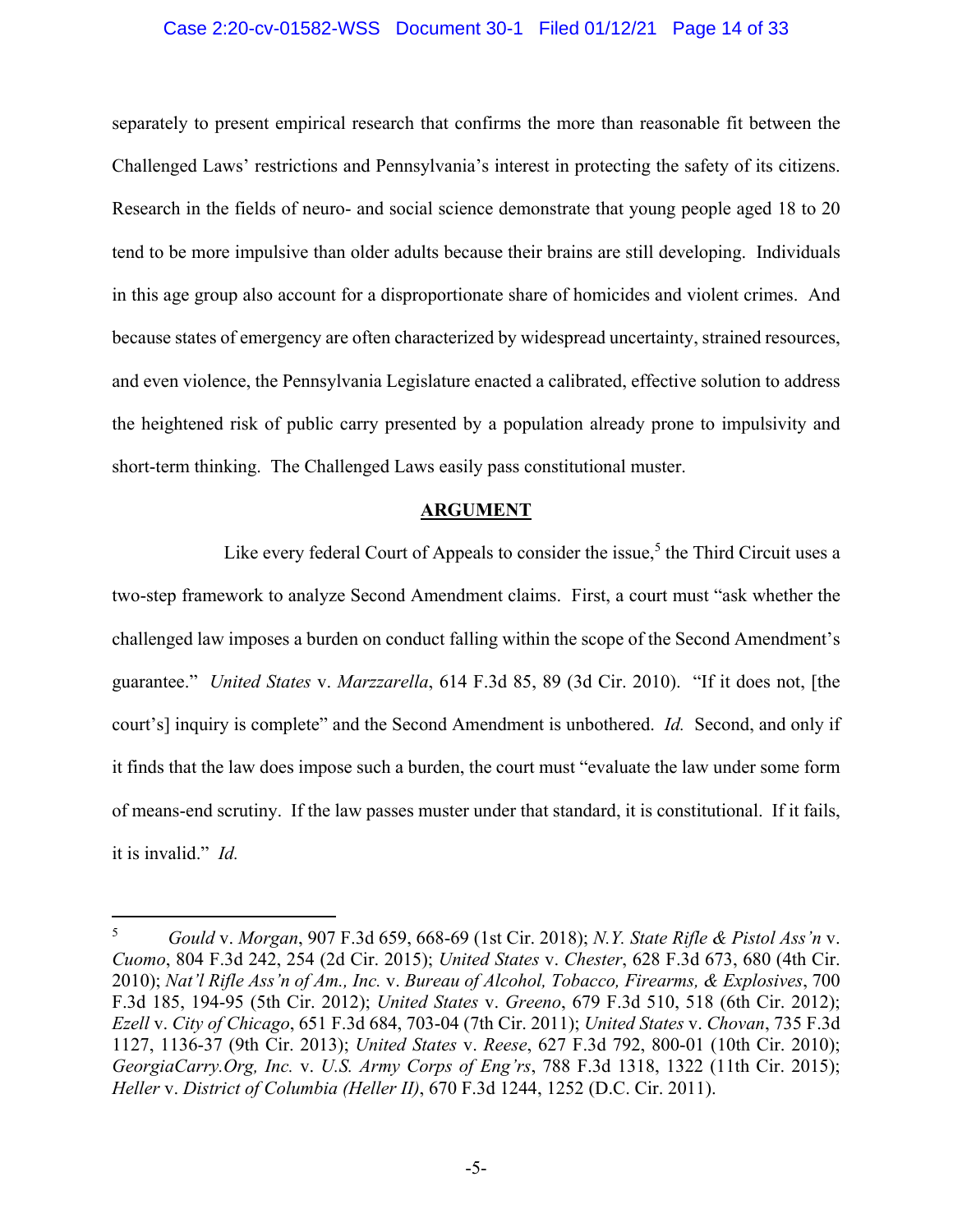separately to present empirical research that confirms the more than reasonable fit between the Challenged Laws' restrictions and Pennsylvania's interest in protecting the safety of its citizens. Research in the fields of neuro- and social science demonstrate that young people aged 18 to 20 tend to be more impulsive than older adults because their brains are still developing. Individuals in this age group also account for a disproportionate share of homicides and violent crimes. And because states of emergency are often characterized by widespread uncertainty, strained resources, and even violence, the Pennsylvania Legislature enacted a calibrated, effective solution to address the heightened risk of public carry presented by a population already prone to impulsivity and short-term thinking. The Challenged Laws easily pass constitutional muster.

## ARGUMENT

Like every federal Court of Appeals to consider the issue,[5] the Third Circuit uses a two-step framework to analyze Second Amendment claims. First, a court must "ask whether the challenged law imposes a burden on conduct falling within the scope of the Second Amendment's guarantee." *United States* v. *Marzzarella*, 614 F.3d 85, 89 (3d Cir. 2010). "If it does not, [the court's] inquiry is complete" and the Second Amendment is unbothered. *Id.* Second, and only if it finds that the law does impose such a burden, the court must "evaluate the law under some form of means-end scrutiny. If the law passes muster under that standard, it is constitutional. If it fails, it is invalid." *Id.*

---

[5] *Gould* v. *Morgan*, 907 F.3d 659, 668-69 (1st Cir. 2018); *N.Y. State Rifle & Pistol Ass'n* v. *Cuomo*, 804 F.3d 242, 254 (2d Cir. 2015); *United States* v. *Chester*, 628 F.3d 673, 680 (4th Cir. 2010); *Nat'l Rifle Ass'n of Am., Inc.* v. *Bureau of Alcohol, Tobacco, Firearms, & Explosives*, 700 F.3d 185, 194-95 (5th Cir. 2012); *United States* v. *Greeno*, 679 F.3d 510, 518 (6th Cir. 2012); *Ezell* v. *City of Chicago*, 651 F.3d 684, 703-04 (7th Cir. 2011); *United States* v. *Chovan*, 735 F.3d 1127, 1136-37 (9th Cir. 2013); *United States* v. *Reese*, 627 F.3d 792, 800-01 (10th Cir. 2010); *GeorgiaCarry.Org, Inc.* v. *U.S. Army Corps of Eng'rs*, 788 F.3d 1318, 1322 (11th Cir. 2015); *Heller* v. *District of Columbia (Heller II)*, 670 F.3d 1244, 1252 (D.C. Cir. 2011).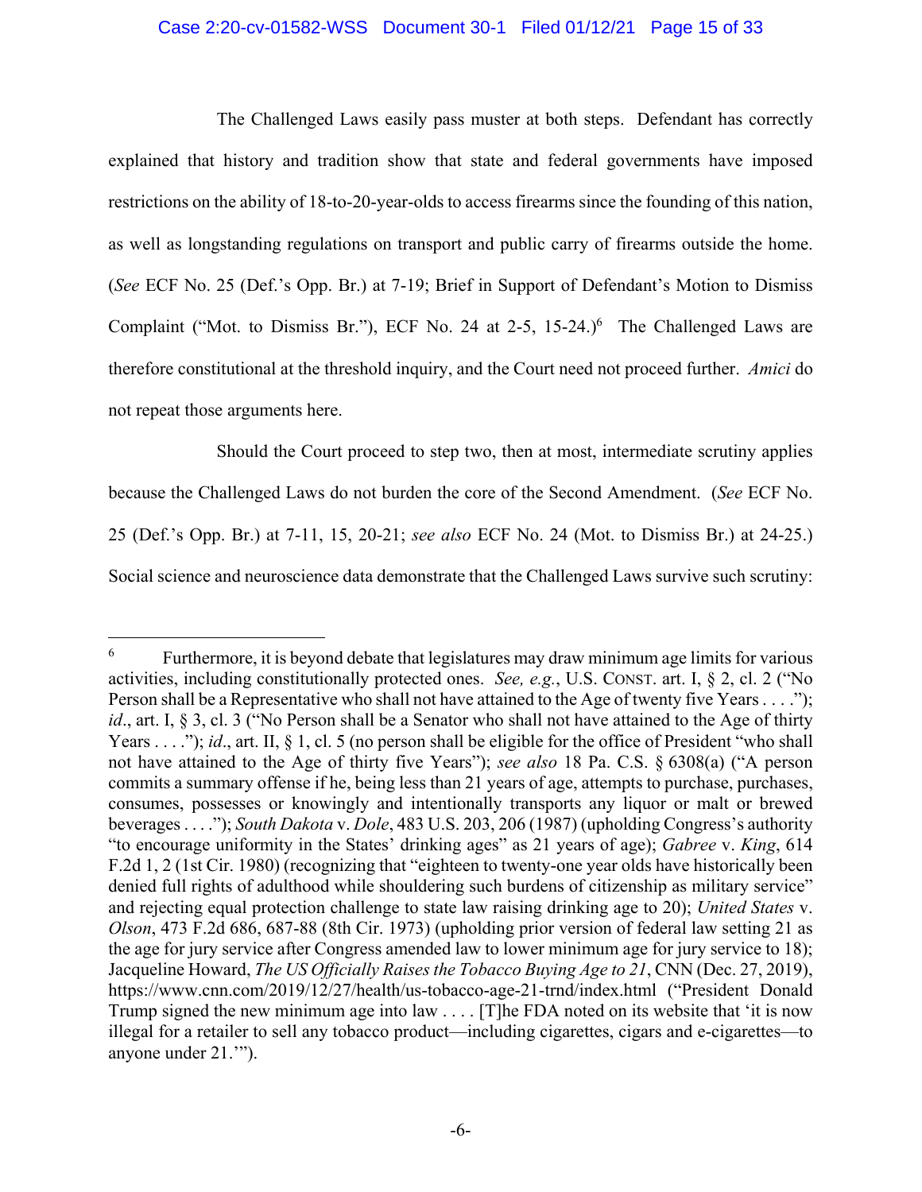The Challenged Laws easily pass muster at both steps. Defendant has correctly explained that history and tradition show that state and federal governments have imposed restrictions on the ability of 18-to-20-year-olds to access firearms since the founding of this nation, as well as longstanding regulations on transport and public carry of firearms outside the home. (*See* ECF No. 25 (Def.'s Opp. Br.) at 7-19; Brief in Support of Defendant's Motion to Dismiss Complaint ("Mot. to Dismiss Br."), ECF No. 24 at 2-5, 15-24.)[6] The Challenged Laws are therefore constitutional at the threshold inquiry, and the Court need not proceed further. *Amici* do not repeat those arguments here.

Should the Court proceed to step two, then at most, intermediate scrutiny applies because the Challenged Laws do not burden the core of the Second Amendment. (*See* ECF No. 25 (Def.'s Opp. Br.) at 7-11, 15, 20-21; *see also* ECF No. 24 (Mot. to Dismiss Br.) at 24-25.) Social science and neuroscience data demonstrate that the Challenged Laws survive such scrutiny:

---

[6] Furthermore, it is beyond debate that legislatures may draw minimum age limits for various activities, including constitutionally protected ones. *See, e.g.*, U.S. CONST. art. I, § 2, cl. 2 ("No Person shall be a Representative who shall not have attained to the Age of twenty five Years . . . ."); *id*., art. I, § 3, cl. 3 ("No Person shall be a Senator who shall not have attained to the Age of thirty Years . . . ."); *id*., art. II, § 1, cl. 5 (no person shall be eligible for the office of President "who shall not have attained to the Age of thirty five Years"); *see also* 18 Pa. C.S. § 6308(a) ("A person commits a summary offense if he, being less than 21 years of age, attempts to purchase, purchases, consumes, possesses or knowingly and intentionally transports any liquor or malt or brewed beverages . . . ."); *South Dakota* v. *Dole*, 483 U.S. 203, 206 (1987) (upholding Congress's authority "to encourage uniformity in the States' drinking ages" as 21 years of age); *Gabree* v. *King*, 614 F.2d 1, 2 (1st Cir. 1980) (recognizing that "eighteen to twenty-one year olds have historically been denied full rights of adulthood while shouldering such burdens of citizenship as military service" and rejecting equal protection challenge to state law raising drinking age to 20); *United States* v. *Olson*, 473 F.2d 686, 687-88 (8th Cir. 1973) (upholding prior version of federal law setting 21 as the age for jury service after Congress amended law to lower minimum age for jury service to 18); Jacqueline Howard, *The US Officially Raises the Tobacco Buying Age to 21*, CNN (Dec. 27, 2019), https://www.cnn.com/2019/12/27/health/us-tobacco-age-21-trnd/index.html ("President Donald Trump signed the new minimum age into law . . . . [T]he FDA noted on its website that 'it is now illegal for a retailer to sell any tobacco product—including cigarettes, cigars and e-cigarettes—to anyone under 21.'").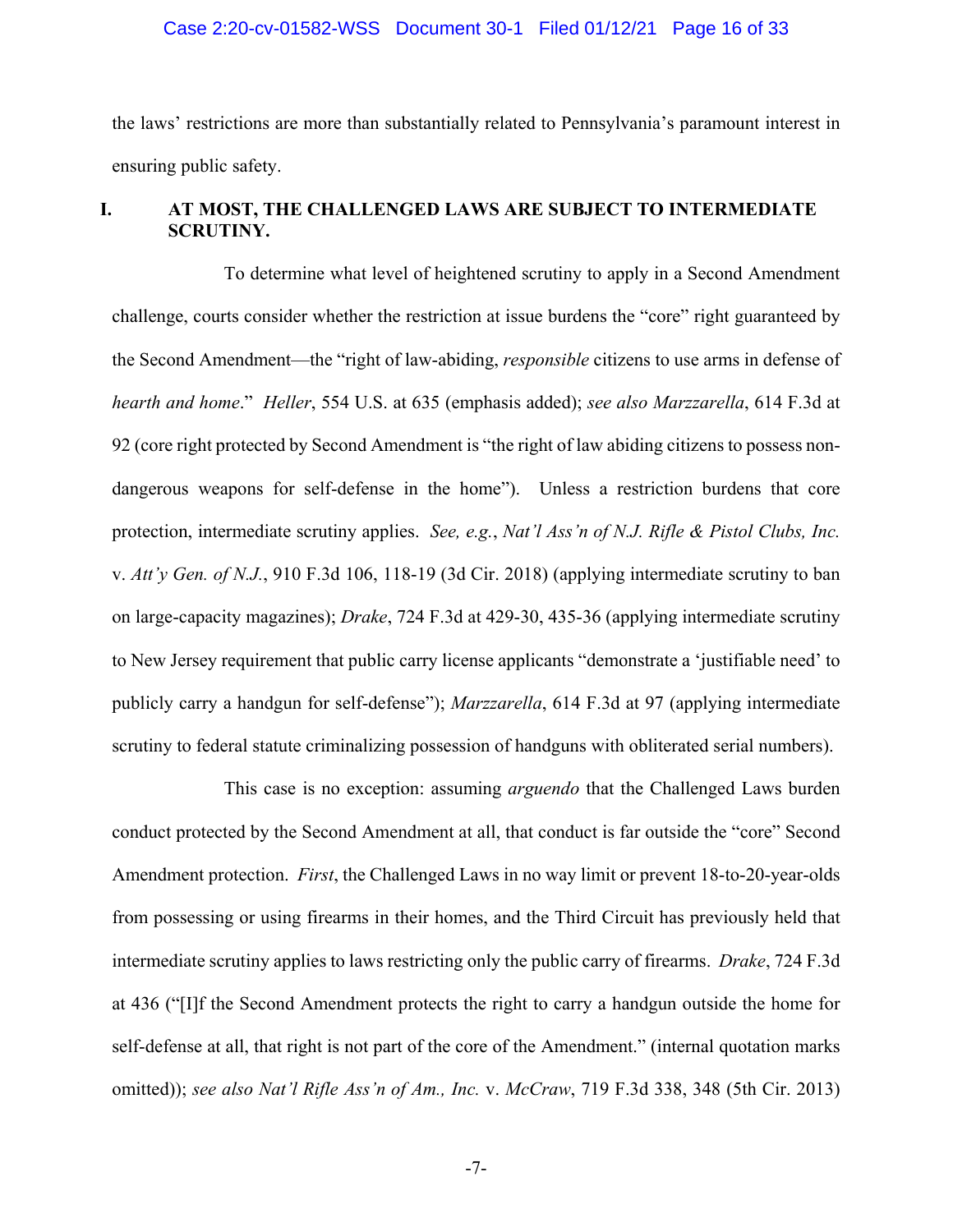the laws' restrictions are more than substantially related to Pennsylvania's paramount interest in ensuring public safety.

## I. AT MOST, THE CHALLENGED LAWS ARE SUBJECT TO INTERMEDIATE SCRUTINY.

To determine what level of heightened scrutiny to apply in a Second Amendment challenge, courts consider whether the restriction at issue burdens the "core" right guaranteed by the Second Amendment—the "right of law-abiding, *responsible* citizens to use arms in defense of *hearth and home*." *Heller*, 554 U.S. at 635 (emphasis added); *see also Marzzarella*, 614 F.3d at 92 (core right protected by Second Amendment is "the right of law abiding citizens to possess non-dangerous weapons for self-defense in the home"). Unless a restriction burdens that core protection, intermediate scrutiny applies. *See, e.g.*, *Nat'l Ass'n of N.J. Rifle & Pistol Clubs, Inc.* v. *Att'y Gen. of N.J.*, 910 F.3d 106, 118-19 (3d Cir. 2018) (applying intermediate scrutiny to ban on large-capacity magazines); *Drake*, 724 F.3d at 429-30, 435-36 (applying intermediate scrutiny to New Jersey requirement that public carry license applicants "demonstrate a 'justifiable need' to publicly carry a handgun for self-defense"); *Marzzarella*, 614 F.3d at 97 (applying intermediate scrutiny to federal statute criminalizing possession of handguns with obliterated serial numbers).

This case is no exception: assuming *arguendo* that the Challenged Laws burden conduct protected by the Second Amendment at all, that conduct is far outside the "core" Second Amendment protection. *First*, the Challenged Laws in no way limit or prevent 18-to-20-year-olds from possessing or using firearms in their homes, and the Third Circuit has previously held that intermediate scrutiny applies to laws restricting only the public carry of firearms. *Drake*, 724 F.3d at 436 ("[I]f the Second Amendment protects the right to carry a handgun outside the home for self-defense at all, that right is not part of the core of the Amendment." (internal quotation marks omitted)); *see also Nat'l Rifle Ass'n of Am., Inc.* v. *McCraw*, 719 F.3d 338, 348 (5th Cir. 2013)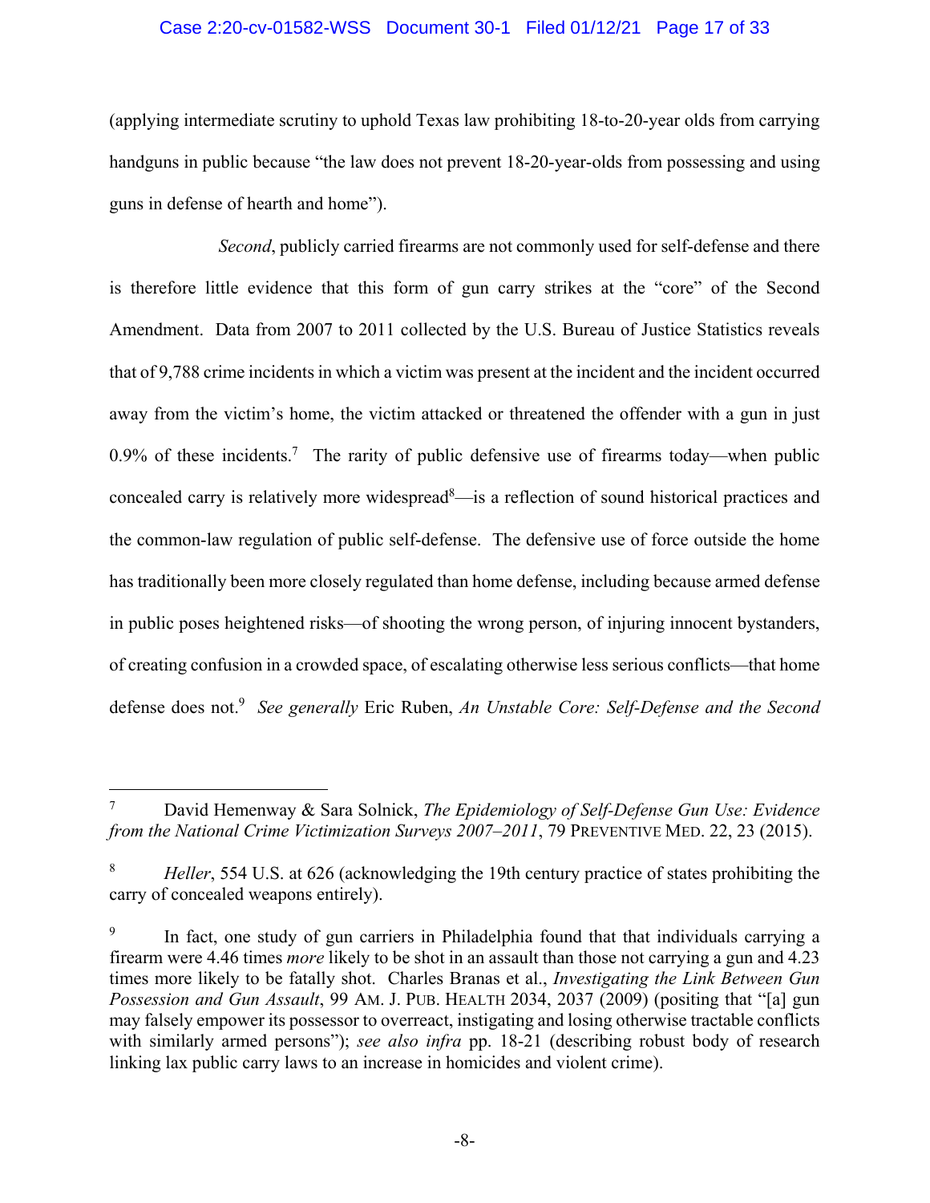(applying intermediate scrutiny to uphold Texas law prohibiting 18-to-20-year olds from carrying handguns in public because "the law does not prevent 18-20-year-olds from possessing and using guns in defense of hearth and home").

*Second*, publicly carried firearms are not commonly used for self-defense and there is therefore little evidence that this form of gun carry strikes at the "core" of the Second Amendment. Data from 2007 to 2011 collected by the U.S. Bureau of Justice Statistics reveals that of 9,788 crime incidents in which a victim was present at the incident and the incident occurred away from the victim's home, the victim attacked or threatened the offender with a gun in just 0.9% of these incidents.[7] The rarity of public defensive use of firearms today—when public concealed carry is relatively more widespread[8]—is a reflection of sound historical practices and the common-law regulation of public self-defense. The defensive use of force outside the home has traditionally been more closely regulated than home defense, including because armed defense in public poses heightened risks—of shooting the wrong person, of injuring innocent bystanders, of creating confusion in a crowded space, of escalating otherwise less serious conflicts—that home defense does not.[9] *See generally* Eric Ruben, *An Unstable Core: Self-Defense and the Second*

---

[7] David Hemenway & Sara Solnick, *The Epidemiology of Self-Defense Gun Use: Evidence from the National Crime Victimization Surveys 2007–2011*, 79 PREVENTIVE MED. 22, 23 (2015).

[8] *Heller*, 554 U.S. at 626 (acknowledging the 19th century practice of states prohibiting the carry of concealed weapons entirely).

[9] In fact, one study of gun carriers in Philadelphia found that that individuals carrying a firearm were 4.46 times *more* likely to be shot in an assault than those not carrying a gun and 4.23 times more likely to be fatally shot. Charles Branas et al., *Investigating the Link Between Gun Possession and Gun Assault*, 99 AM. J. PUB. HEALTH 2034, 2037 (2009) (positing that "[a] gun may falsely empower its possessor to overreact, instigating and losing otherwise tractable conflicts with similarly armed persons"); *see also infra* pp. 18-21 (describing robust body of research linking lax public carry laws to an increase in homicides and violent crime).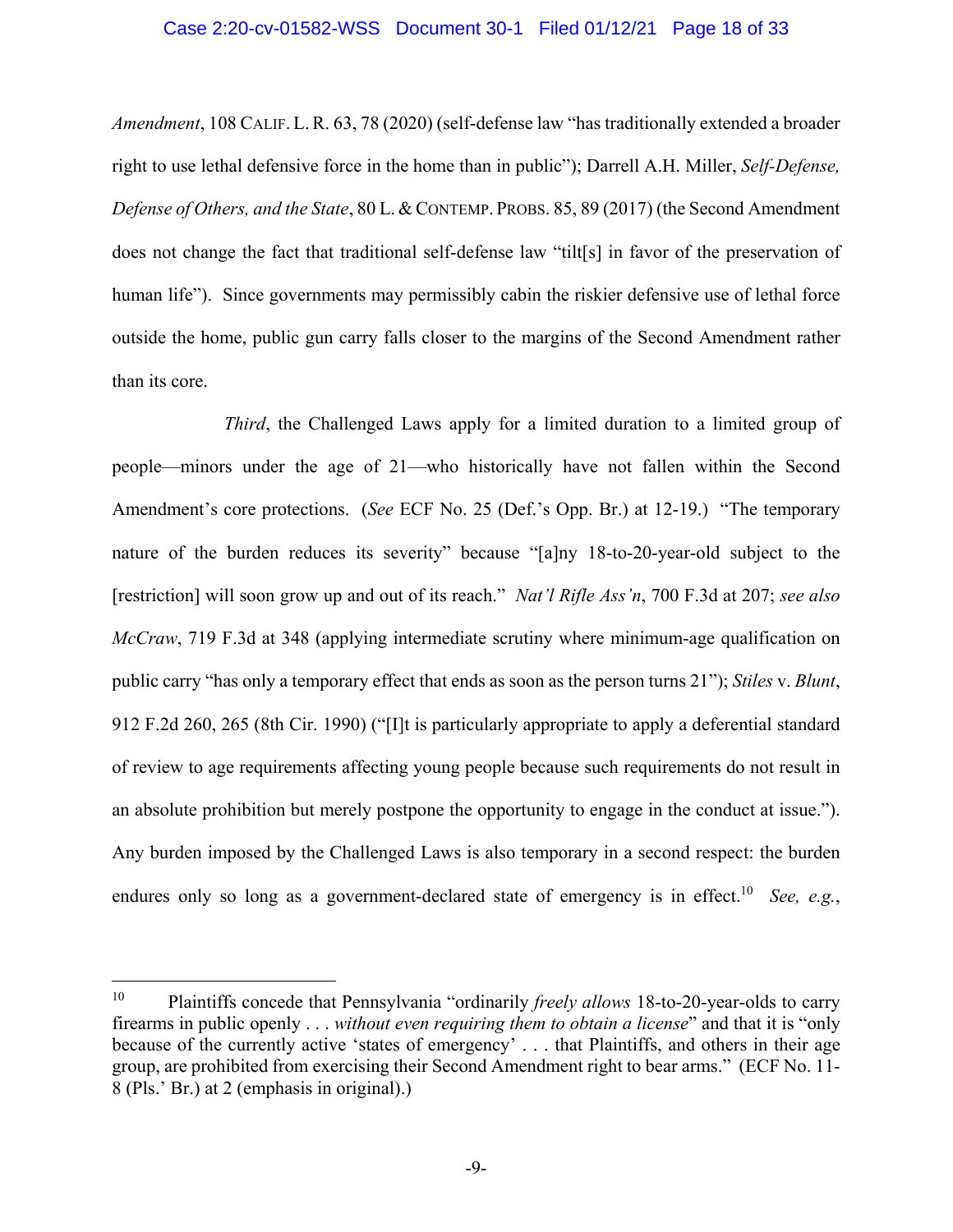*Amendment*, 108 CALIF. L. R. 63, 78 (2020) (self-defense law "has traditionally extended a broader right to use lethal defensive force in the home than in public"); Darrell A.H. Miller, *Self-Defense, Defense of Others, and the State*, 80 L. & CONTEMP. PROBS. 85, 89 (2017) (the Second Amendment does not change the fact that traditional self-defense law "tilt[s] in favor of the preservation of human life"). Since governments may permissibly cabin the riskier defensive use of lethal force outside the home, public gun carry falls closer to the margins of the Second Amendment rather than its core.

*Third*, the Challenged Laws apply for a limited duration to a limited group of people—minors under the age of 21—who historically have not fallen within the Second Amendment's core protections. (*See* ECF No. 25 (Def.'s Opp. Br.) at 12-19.) "The temporary nature of the burden reduces its severity" because "[a]ny 18-to-20-year-old subject to the [restriction] will soon grow up and out of its reach." *Nat'l Rifle Ass'n*, 700 F.3d at 207; *see also McCraw*, 719 F.3d at 348 (applying intermediate scrutiny where minimum-age qualification on public carry "has only a temporary effect that ends as soon as the person turns 21"); *Stiles* v. *Blunt*, 912 F.2d 260, 265 (8th Cir. 1990) ("[I]t is particularly appropriate to apply a deferential standard of review to age requirements affecting young people because such requirements do not result in an absolute prohibition but merely postpone the opportunity to engage in the conduct at issue."). Any burden imposed by the Challenged Laws is also temporary in a second respect: the burden endures only so long as a government-declared state of emergency is in effect.[10] *See, e.g.*,

[10] Plaintiffs concede that Pennsylvania "ordinarily *freely allows* 18-to-20-year-olds to carry firearms in public openly . . . *without even requiring them to obtain a license*" and that it is "only because of the currently active 'states of emergency' . . . that Plaintiffs, and others in their age group, are prohibited from exercising their Second Amendment right to bear arms." (ECF No. 11-8 (Pls.' Br.) at 2 (emphasis in original).)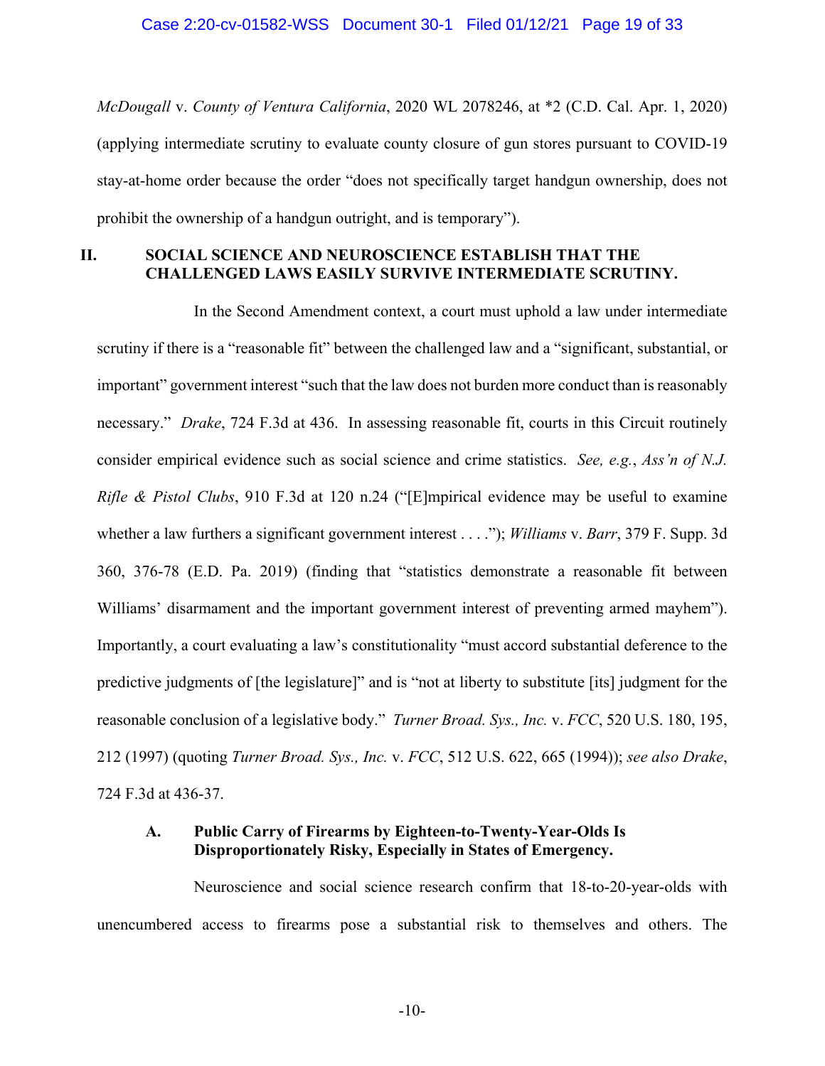*McDougall* v. *County of Ventura California*, 2020 WL 2078246, at *2 (C.D. Cal. Apr. 1, 2020) (applying intermediate scrutiny to evaluate county closure of gun stores pursuant to COVID-19 stay-at-home order because the order "does not specifically target handgun ownership, does not prohibit the ownership of a handgun outright, and is temporary").

## II. SOCIAL SCIENCE AND NEUROSCIENCE ESTABLISH THAT THE CHALLENGED LAWS EASILY SURVIVE INTERMEDIATE SCRUTINY.

In the Second Amendment context, a court must uphold a law under intermediate scrutiny if there is a "reasonable fit" between the challenged law and a "significant, substantial, or important" government interest "such that the law does not burden more conduct than is reasonably necessary." *Drake*, 724 F.3d at 436. In assessing reasonable fit, courts in this Circuit routinely consider empirical evidence such as social science and crime statistics. *See, e.g.*, *Ass'n of N.J. Rifle & Pistol Clubs*, 910 F.3d at 120 n.24 ("[E]mpirical evidence may be useful to examine whether a law furthers a significant government interest . . . ."); *Williams* v. *Barr*, 379 F. Supp. 3d 360, 376-78 (E.D. Pa. 2019) (finding that "statistics demonstrate a reasonable fit between Williams' disarmament and the important government interest of preventing armed mayhem"). Importantly, a court evaluating a law's constitutionality "must accord substantial deference to the predictive judgments of [the legislature]" and is "not at liberty to substitute [its] judgment for the reasonable conclusion of a legislative body." *Turner Broad. Sys., Inc.* v. *FCC*, 520 U.S. 180, 195, 212 (1997) (quoting *Turner Broad. Sys., Inc.* v. *FCC*, 512 U.S. 622, 665 (1994)); *see also Drake*, 724 F.3d at 436-37.

### A. Public Carry of Firearms by Eighteen-to-Twenty-Year-Olds Is Disproportionately Risky, Especially in States of Emergency.

Neuroscience and social science research confirm that 18-to-20-year-olds with unencumbered access to firearms pose a substantial risk to themselves and others. The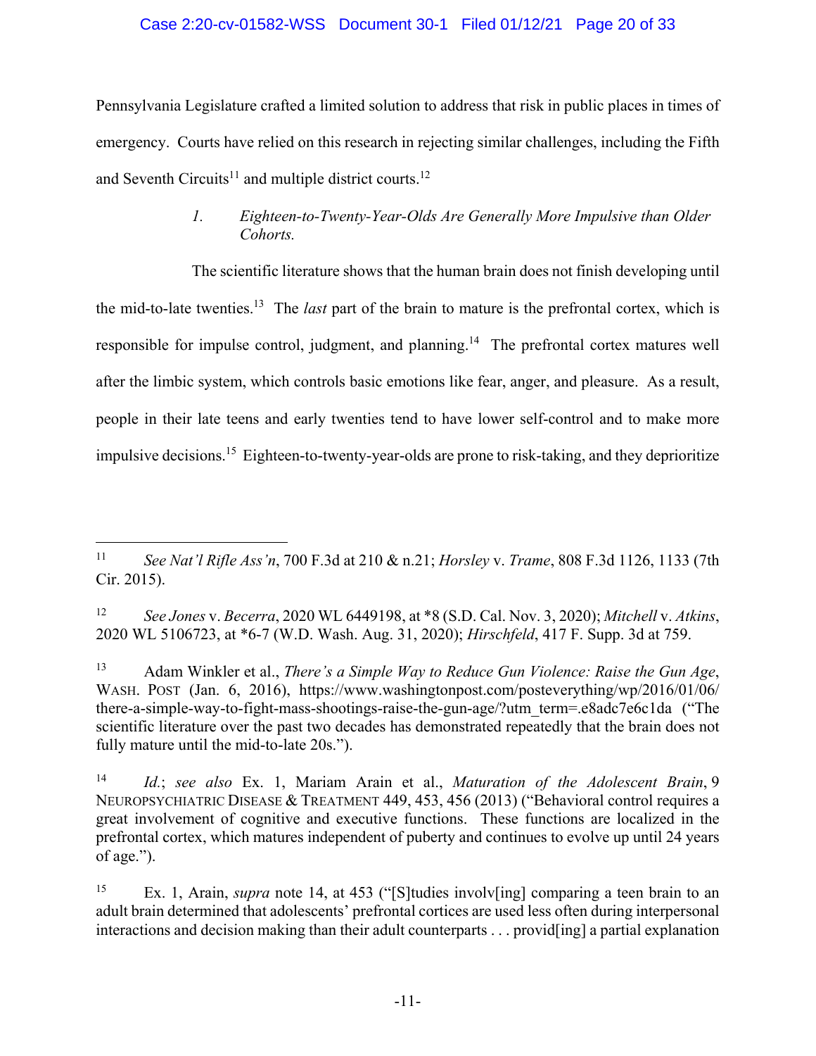Pennsylvania Legislature crafted a limited solution to address that risk in public places in times of emergency. Courts have relied on this research in rejecting similar challenges, including the Fifth and Seventh Circuits[11] and multiple district courts.[12]

### *1. Eighteen-to-Twenty-Year-Olds Are Generally More Impulsive than Older Cohorts.*

The scientific literature shows that the human brain does not finish developing until the mid-to-late twenties.[13] The *last* part of the brain to mature is the prefrontal cortex, which is responsible for impulse control, judgment, and planning.[14] The prefrontal cortex matures well after the limbic system, which controls basic emotions like fear, anger, and pleasure. As a result, people in their late teens and early twenties tend to have lower self-control and to make more impulsive decisions.[15] Eighteen-to-twenty-year-olds are prone to risk-taking, and they deprioritize

---

[11] *See Nat'l Rifle Ass'n*, 700 F.3d at 210 & n.21; *Horsley* v. *Trame*, 808 F.3d 1126, 1133 (7th Cir. 2015).

[12] *See Jones* v. *Becerra*, 2020 WL 6449198, at *8 (S.D. Cal. Nov. 3, 2020); *Mitchell* v. *Atkins*, 2020 WL 5106723, at *6-7 (W.D. Wash. Aug. 31, 2020); *Hirschfeld*, 417 F. Supp. 3d at 759.

[13] Adam Winkler et al., *There's a Simple Way to Reduce Gun Violence: Raise the Gun Age*, WASH. POST (Jan. 6, 2016), https://www.washingtonpost.com/posteverything/wp/2016/01/06/there-a-simple-way-to-fight-mass-shootings-raise-the-gun-age/?utm_term=.e8adc7e6c1da ("The scientific literature over the past two decades has demonstrated repeatedly that the brain does not fully mature until the mid-to-late 20s.").

[14] *Id.*; *see also* Ex. 1, Mariam Arain et al., *Maturation of the Adolescent Brain*, 9 NEUROPSYCHIATRIC DISEASE & TREATMENT 449, 453, 456 (2013) ("Behavioral control requires a great involvement of cognitive and executive functions. These functions are localized in the prefrontal cortex, which matures independent of puberty and continues to evolve up until 24 years of age.").

[15] Ex. 1, Arain, *supra* note 14, at 453 ("[S]tudies involv[ing] comparing a teen brain to an adult brain determined that adolescents' prefrontal cortices are used less often during interpersonal interactions and decision making than their adult counterparts . . . provid[ing] a partial explanation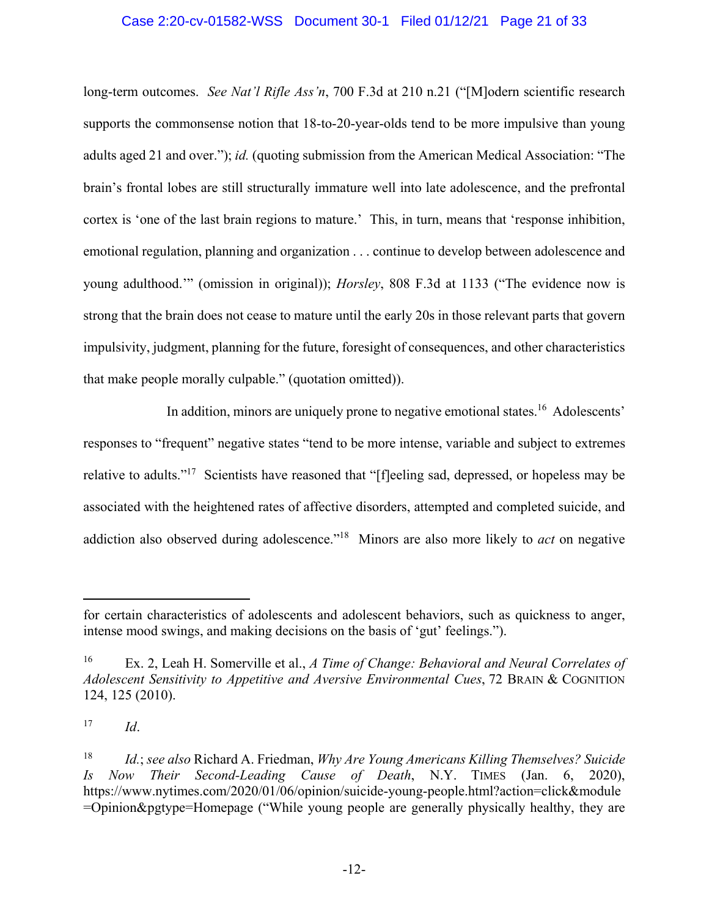long-term outcomes. *See Nat'l Rifle Ass'n*, 700 F.3d at 210 n.21 ("[M]odern scientific research supports the commonsense notion that 18-to-20-year-olds tend to be more impulsive than young adults aged 21 and over."); *id.* (quoting submission from the American Medical Association: "The brain's frontal lobes are still structurally immature well into late adolescence, and the prefrontal cortex is 'one of the last brain regions to mature.' This, in turn, means that 'response inhibition, emotional regulation, planning and organization . . . continue to develop between adolescence and young adulthood.'" (omission in original)); *Horsley*, 808 F.3d at 1133 ("The evidence now is strong that the brain does not cease to mature until the early 20s in those relevant parts that govern impulsivity, judgment, planning for the future, foresight of consequences, and other characteristics that make people morally culpable." (quotation omitted)).

In addition, minors are uniquely prone to negative emotional states.[16] Adolescents' responses to "frequent" negative states "tend to be more intense, variable and subject to extremes relative to adults."[17] Scientists have reasoned that "[f]eeling sad, depressed, or hopeless may be associated with the heightened rates of affective disorders, attempted and completed suicide, and addiction also observed during adolescence."[18] Minors are also more likely to *act* on negative

---

for certain characteristics of adolescents and adolescent behaviors, such as quickness to anger, intense mood swings, and making decisions on the basis of 'gut' feelings.").

[16] Ex. 2, Leah H. Somerville et al., *A Time of Change: Behavioral and Neural Correlates of Adolescent Sensitivity to Appetitive and Aversive Environmental Cues*, 72 BRAIN & COGNITION 124, 125 (2010).

[17] *Id*.

[18] *Id.*; *see also* Richard A. Friedman, *Why Are Young Americans Killing Themselves? Suicide Is Now Their Second-Leading Cause of Death*, N.Y. TIMES (Jan. 6, 2020), https://www.nytimes.com/2020/01/06/opinion/suicide-young-people.html?action=click&module=Opinion&pgtype=Homepage ("While young people are generally physically healthy, they are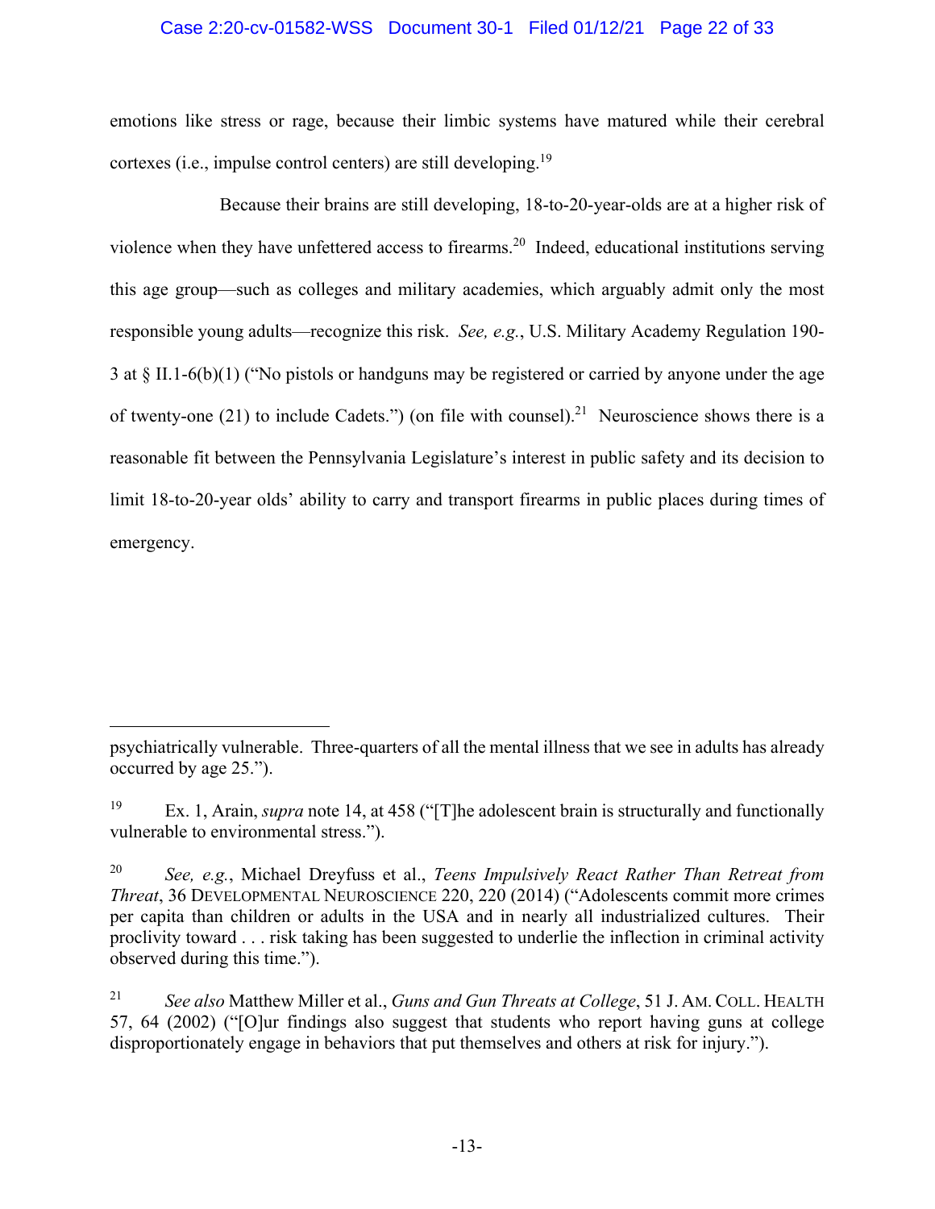emotions like stress or rage, because their limbic systems have matured while their cerebral cortexes (i.e., impulse control centers) are still developing.[19]

Because their brains are still developing, 18-to-20-year-olds are at a higher risk of violence when they have unfettered access to firearms.[20] Indeed, educational institutions serving this age group—such as colleges and military academies, which arguably admit only the most responsible young adults—recognize this risk. *See, e.g.*, U.S. Military Academy Regulation 190-3 at § II.1-6(b)(1) ("No pistols or handguns may be registered or carried by anyone under the age of twenty-one (21) to include Cadets.") (on file with counsel).[21] Neuroscience shows there is a reasonable fit between the Pennsylvania Legislature's interest in public safety and its decision to limit 18-to-20-year olds' ability to carry and transport firearms in public places during times of emergency.

---

psychiatrically vulnerable. Three-quarters of all the mental illness that we see in adults has already occurred by age 25.").

[19] Ex. 1, Arain, *supra* note 14, at 458 ("[T]he adolescent brain is structurally and functionally vulnerable to environmental stress.").

[20] *See, e.g.*, Michael Dreyfuss et al., *Teens Impulsively React Rather Than Retreat from Threat*, 36 DEVELOPMENTAL NEUROSCIENCE 220, 220 (2014) ("Adolescents commit more crimes per capita than children or adults in the USA and in nearly all industrialized cultures. Their proclivity toward . . . risk taking has been suggested to underlie the inflection in criminal activity observed during this time.").

[21] *See also* Matthew Miller et al., *Guns and Gun Threats at College*, 51 J. AM. COLL. HEALTH 57, 64 (2002) ("[O]ur findings also suggest that students who report having guns at college disproportionately engage in behaviors that put themselves and others at risk for injury.").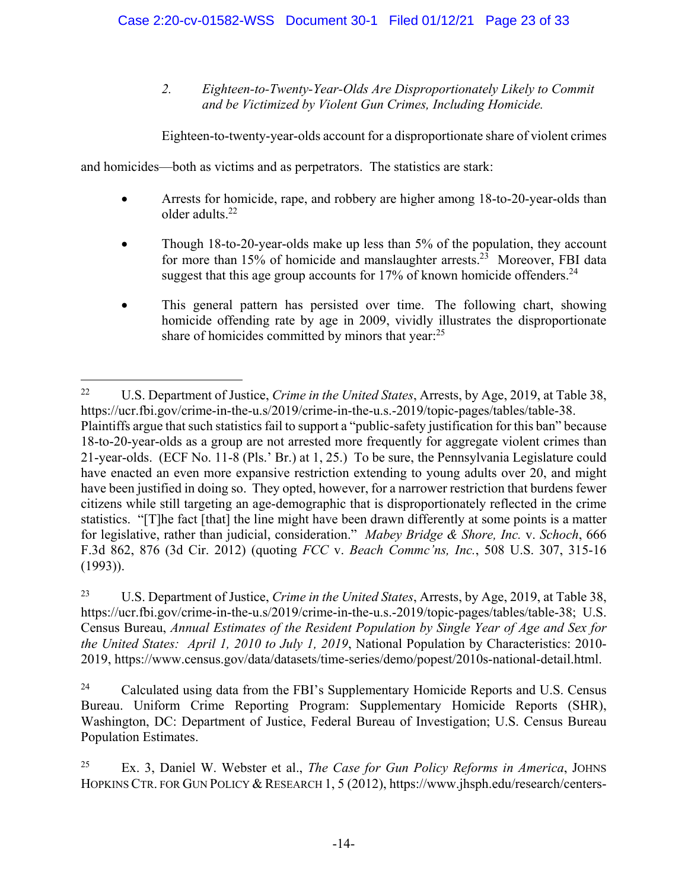### 2. *Eighteen-to-Twenty-Year-Olds Are Disproportionately Likely to Commit and be Victimized by Violent Gun Crimes, Including Homicide.*

Eighteen-to-twenty-year-olds account for a disproportionate share of violent crimes and homicides—both as victims and as perpetrators. The statistics are stark:

- Arrests for homicide, rape, and robbery are higher among 18-to-20-year-olds than older adults.[22]

- Though 18-to-20-year-olds make up less than 5% of the population, they account for more than 15% of homicide and manslaughter arrests.[23] Moreover, FBI data suggest that this age group accounts for 17% of known homicide offenders.[24]

- This general pattern has persisted over time. The following chart, showing homicide offending rate by age in 2009, vividly illustrates the disproportionate share of homicides committed by minors that year:[25]

---

[22] U.S. Department of Justice, *Crime in the United States*, Arrests, by Age, 2019, at Table 38, https://ucr.fbi.gov/crime-in-the-u.s/2019/crime-in-the-u.s.-2019/topic-pages/tables/table-38. Plaintiffs argue that such statistics fail to support a "public-safety justification for this ban" because 18-to-20-year-olds as a group are not arrested more frequently for aggregate violent crimes than 21-year-olds. (ECF No. 11-8 (Pls.' Br.) at 1, 25.) To be sure, the Pennsylvania Legislature could have enacted an even more expansive restriction extending to young adults over 20, and might have been justified in doing so. They opted, however, for a narrower restriction that burdens fewer citizens while still targeting an age-demographic that is disproportionately reflected in the crime statistics. "[T]he fact [that] the line might have been drawn differently at some points is a matter for legislative, rather than judicial, consideration." *Mabey Bridge & Shore, Inc.* v. *Schoch*, 666 F.3d 862, 876 (3d Cir. 2012) (quoting *FCC* v. *Beach Commc'ns, Inc.*, 508 U.S. 307, 315-16 (1993)).

[23] U.S. Department of Justice, *Crime in the United States*, Arrests, by Age, 2019, at Table 38, https://ucr.fbi.gov/crime-in-the-u.s/2019/crime-in-the-u.s.-2019/topic-pages/tables/table-38; U.S. Census Bureau, *Annual Estimates of the Resident Population by Single Year of Age and Sex for the United States: April 1, 2010 to July 1, 2019*, National Population by Characteristics: 2010-2019, https://www.census.gov/data/datasets/time-series/demo/popest/2010s-national-detail.html.

[24] Calculated using data from the FBI's Supplementary Homicide Reports and U.S. Census Bureau. Uniform Crime Reporting Program: Supplementary Homicide Reports (SHR), Washington, DC: Department of Justice, Federal Bureau of Investigation; U.S. Census Bureau Population Estimates.

[25] Ex. 3, Daniel W. Webster et al., *The Case for Gun Policy Reforms in America*, JOHNS HOPKINS CTR. FOR GUN POLICY & RESEARCH 1, 5 (2012), https://www.jhsph.edu/research/centers-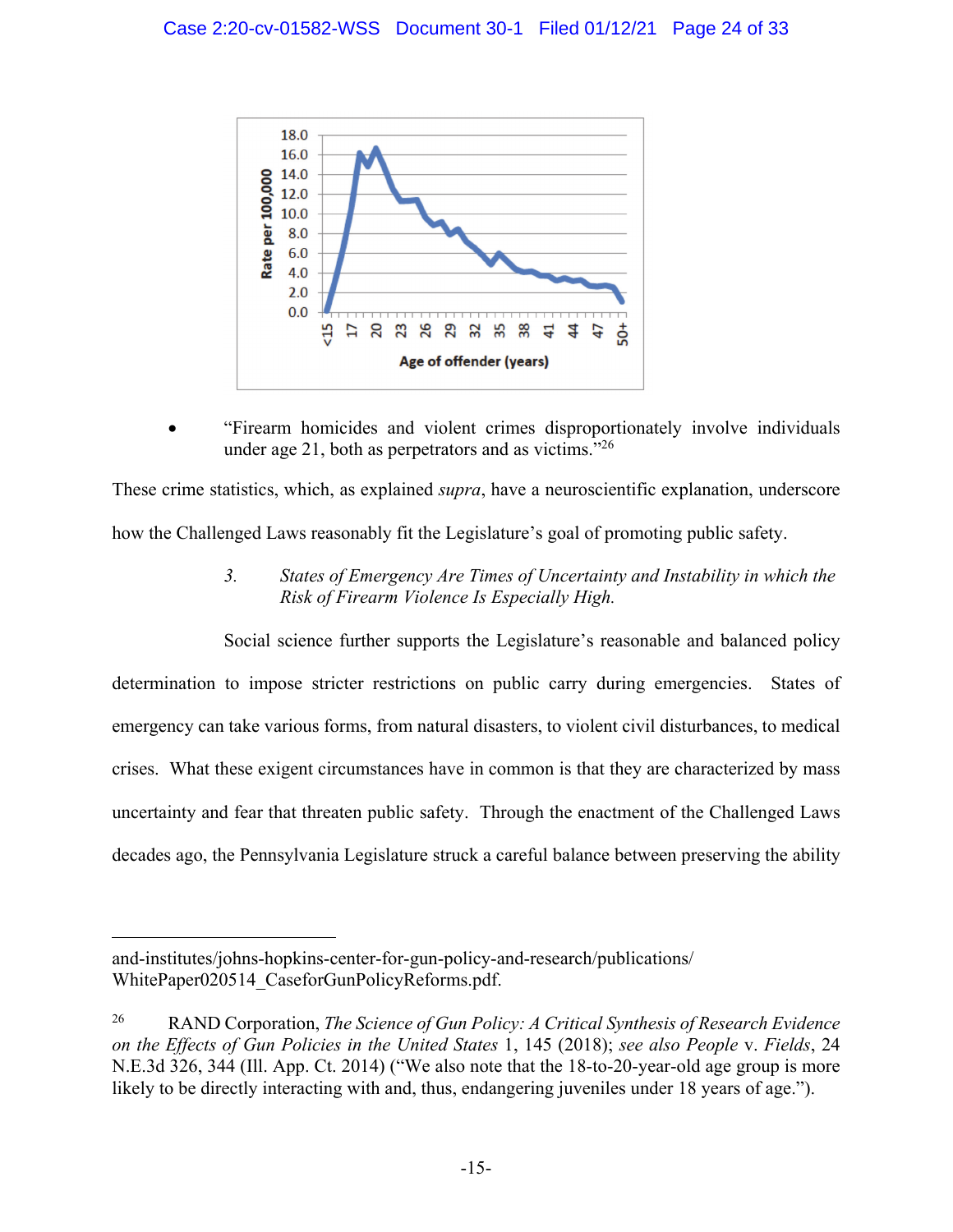- "Firearm homicides and violent crimes disproportionately involve individuals under age 21, both as perpetrators and as victims."[26]

These crime statistics, which, as explained *supra*, have a neuroscientific explanation, underscore how the Challenged Laws reasonably fit the Legislature's goal of promoting public safety.

### 3. *States of Emergency Are Times of Uncertainty and Instability in which the Risk of Firearm Violence Is Especially High.*

Social science further supports the Legislature's reasonable and balanced policy determination to impose stricter restrictions on public carry during emergencies. States of emergency can take various forms, from natural disasters, to violent civil disturbances, to medical crises. What these exigent circumstances have in common is that they are characterized by mass uncertainty and fear that threaten public safety. Through the enactment of the Challenged Laws decades ago, the Pennsylvania Legislature struck a careful balance between preserving the ability

---

and-institutes/johns-hopkins-center-for-gun-policy-and-research/publications/WhitePaper020514_CaseforGunPolicyReforms.pdf.

[26] RAND Corporation, *The Science of Gun Policy: A Critical Synthesis of Research Evidence on the Effects of Gun Policies in the United States* 1, 145 (2018); *see also People* v. *Fields*, 24 N.E.3d 326, 344 (Ill. App. Ct. 2014) ("We also note that the 18-to-20-year-old age group is more likely to be directly interacting with and, thus, endangering juveniles under 18 years of age.").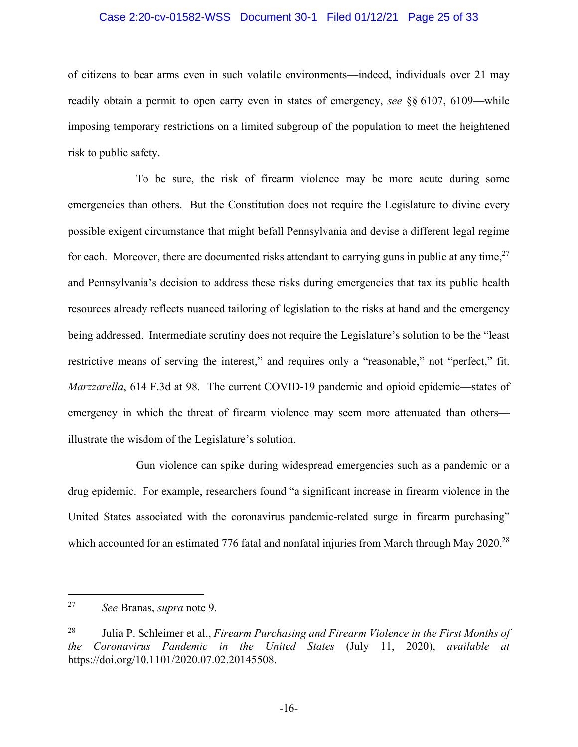of citizens to bear arms even in such volatile environments—indeed, individuals over 21 may readily obtain a permit to open carry even in states of emergency, *see* §§ 6107, 6109—while imposing temporary restrictions on a limited subgroup of the population to meet the heightened risk to public safety.

To be sure, the risk of firearm violence may be more acute during some emergencies than others. But the Constitution does not require the Legislature to divine every possible exigent circumstance that might befall Pennsylvania and devise a different legal regime for each. Moreover, there are documented risks attendant to carrying guns in public at any time,[27] and Pennsylvania's decision to address these risks during emergencies that tax its public health resources already reflects nuanced tailoring of legislation to the risks at hand and the emergency being addressed. Intermediate scrutiny does not require the Legislature's solution to be the "least restrictive means of serving the interest," and requires only a "reasonable," not "perfect," fit. *Marzzarella*, 614 F.3d at 98. The current COVID-19 pandemic and opioid epidemic—states of emergency in which the threat of firearm violence may seem more attenuated than others—illustrate the wisdom of the Legislature's solution.

Gun violence can spike during widespread emergencies such as a pandemic or a drug epidemic. For example, researchers found "a significant increase in firearm violence in the United States associated with the coronavirus pandemic-related surge in firearm purchasing" which accounted for an estimated 776 fatal and nonfatal injuries from March through May 2020.[28]

---

[27] *See* Branas, *supra* note 9.

[28] Julia P. Schleimer et al., *Firearm Purchasing and Firearm Violence in the First Months of the Coronavirus Pandemic in the United States* (July 11, 2020), *available at* https://doi.org/10.1101/2020.07.02.20145508.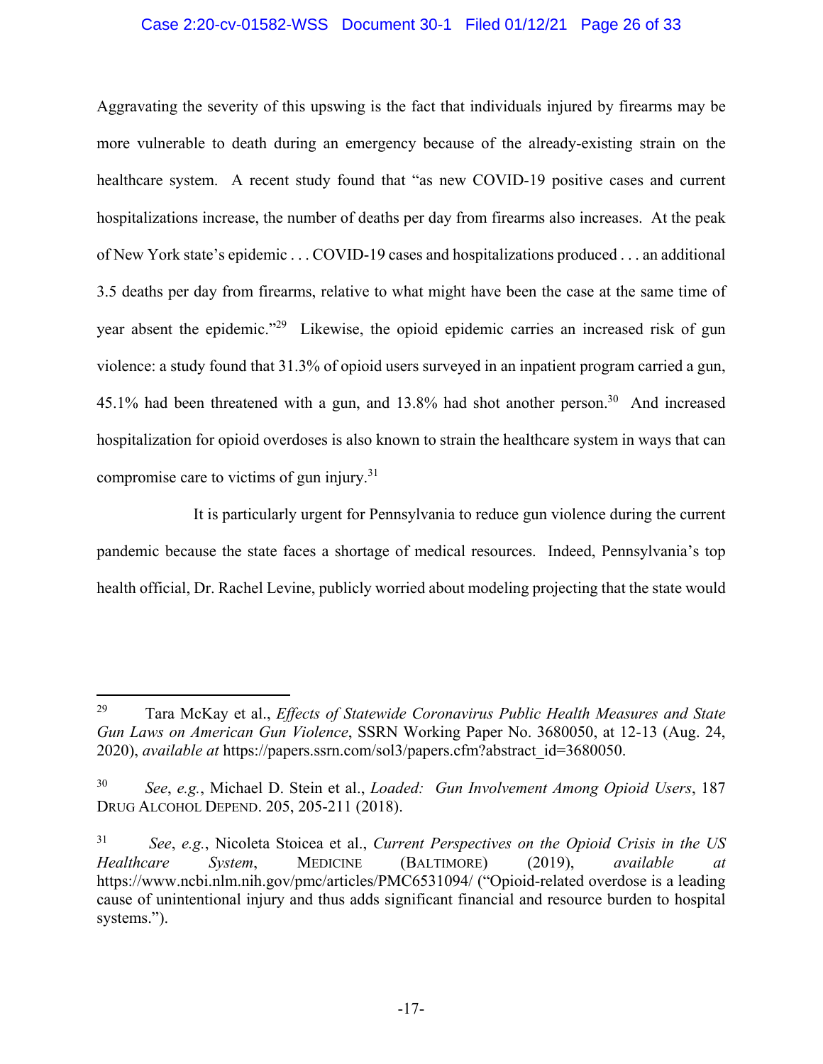Aggravating the severity of this upswing is the fact that individuals injured by firearms may be more vulnerable to death during an emergency because of the already-existing strain on the healthcare system. A recent study found that "as new COVID-19 positive cases and current hospitalizations increase, the number of deaths per day from firearms also increases. At the peak of New York state's epidemic . . . COVID-19 cases and hospitalizations produced . . . an additional 3.5 deaths per day from firearms, relative to what might have been the case at the same time of year absent the epidemic."[29] Likewise, the opioid epidemic carries an increased risk of gun violence: a study found that 31.3% of opioid users surveyed in an inpatient program carried a gun, 45.1% had been threatened with a gun, and 13.8% had shot another person.[30] And increased hospitalization for opioid overdoses is also known to strain the healthcare system in ways that can compromise care to victims of gun injury.[31]

It is particularly urgent for Pennsylvania to reduce gun violence during the current pandemic because the state faces a shortage of medical resources. Indeed, Pennsylvania's top health official, Dr. Rachel Levine, publicly worried about modeling projecting that the state would

---

[29] Tara McKay et al., *Effects of Statewide Coronavirus Public Health Measures and State Gun Laws on American Gun Violence*, SSRN Working Paper No. 3680050, at 12-13 (Aug. 24, 2020), *available at* https://papers.ssrn.com/sol3/papers.cfm?abstract_id=3680050.

[30] *See*, *e.g.*, Michael D. Stein et al., *Loaded: Gun Involvement Among Opioid Users*, 187 DRUG ALCOHOL DEPEND. 205, 205-211 (2018).

[31] *See*, *e.g.*, Nicoleta Stoicea et al., *Current Perspectives on the Opioid Crisis in the US Healthcare System*, MEDICINE (BALTIMORE) (2019), *available at* https://www.ncbi.nlm.nih.gov/pmc/articles/PMC6531094/ ("Opioid-related overdose is a leading cause of unintentional injury and thus adds significant financial and resource burden to hospital systems.").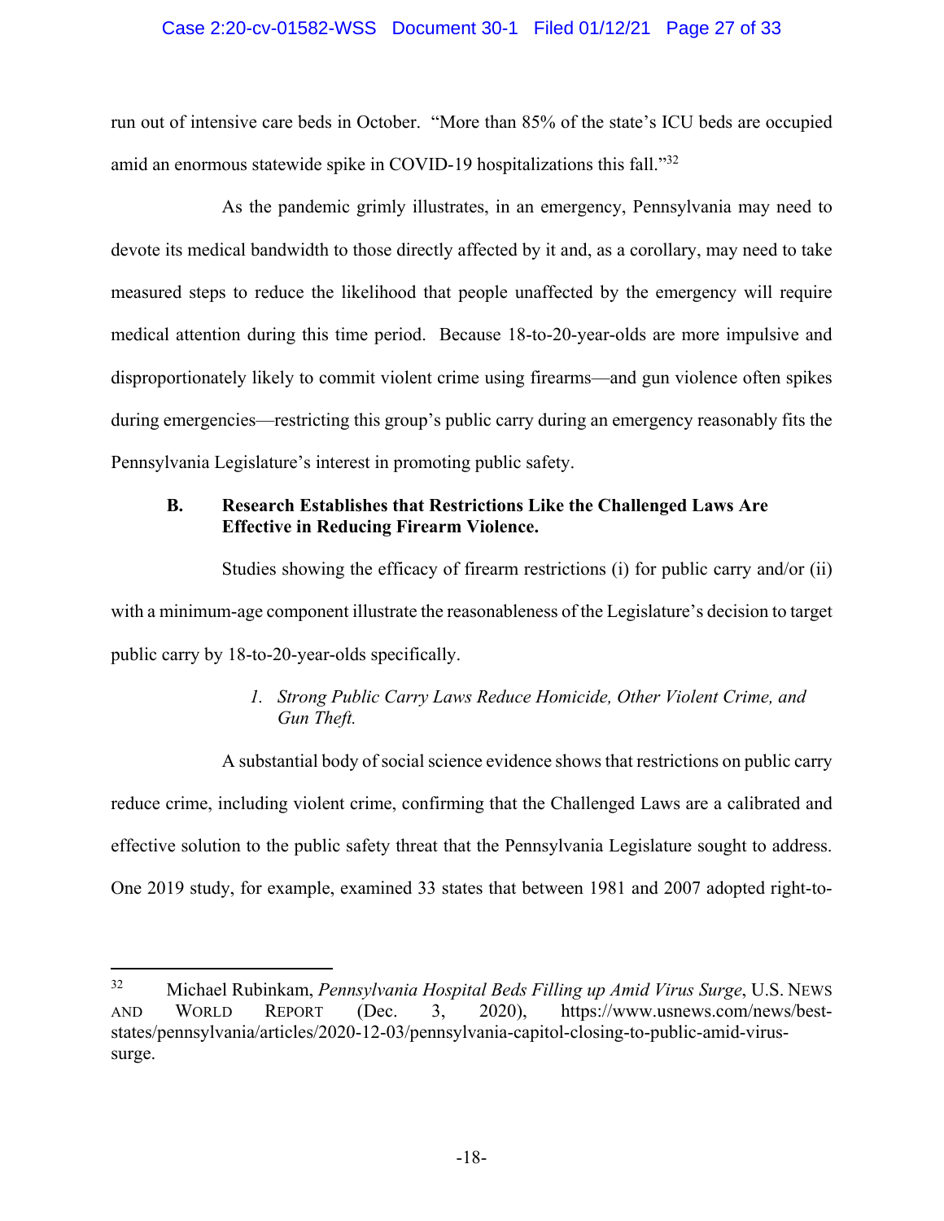run out of intensive care beds in October. "More than 85% of the state's ICU beds are occupied amid an enormous statewide spike in COVID-19 hospitalizations this fall."[32]

As the pandemic grimly illustrates, in an emergency, Pennsylvania may need to devote its medical bandwidth to those directly affected by it and, as a corollary, may need to take measured steps to reduce the likelihood that people unaffected by the emergency will require medical attention during this time period. Because 18-to-20-year-olds are more impulsive and disproportionately likely to commit violent crime using firearms—and gun violence often spikes during emergencies—restricting this group's public carry during an emergency reasonably fits the Pennsylvania Legislature's interest in promoting public safety.

### B. Research Establishes that Restrictions Like the Challenged Laws Are Effective in Reducing Firearm Violence.

Studies showing the efficacy of firearm restrictions (i) for public carry and/or (ii) with a minimum-age component illustrate the reasonableness of the Legislature's decision to target public carry by 18-to-20-year-olds specifically.

#### *1. Strong Public Carry Laws Reduce Homicide, Other Violent Crime, and Gun Theft.*

A substantial body of social science evidence shows that restrictions on public carry reduce crime, including violent crime, confirming that the Challenged Laws are a calibrated and effective solution to the public safety threat that the Pennsylvania Legislature sought to address. One 2019 study, for example, examined 33 states that between 1981 and 2007 adopted right-to-

---

[32] Michael Rubinkam, *Pennsylvania Hospital Beds Filling up Amid Virus Surge*, U.S. NEWS AND WORLD REPORT (Dec. 3, 2020), https://www.usnews.com/news/best-states/pennsylvania/articles/2020-12-03/pennsylvania-capitol-closing-to-public-amid-virus-surge.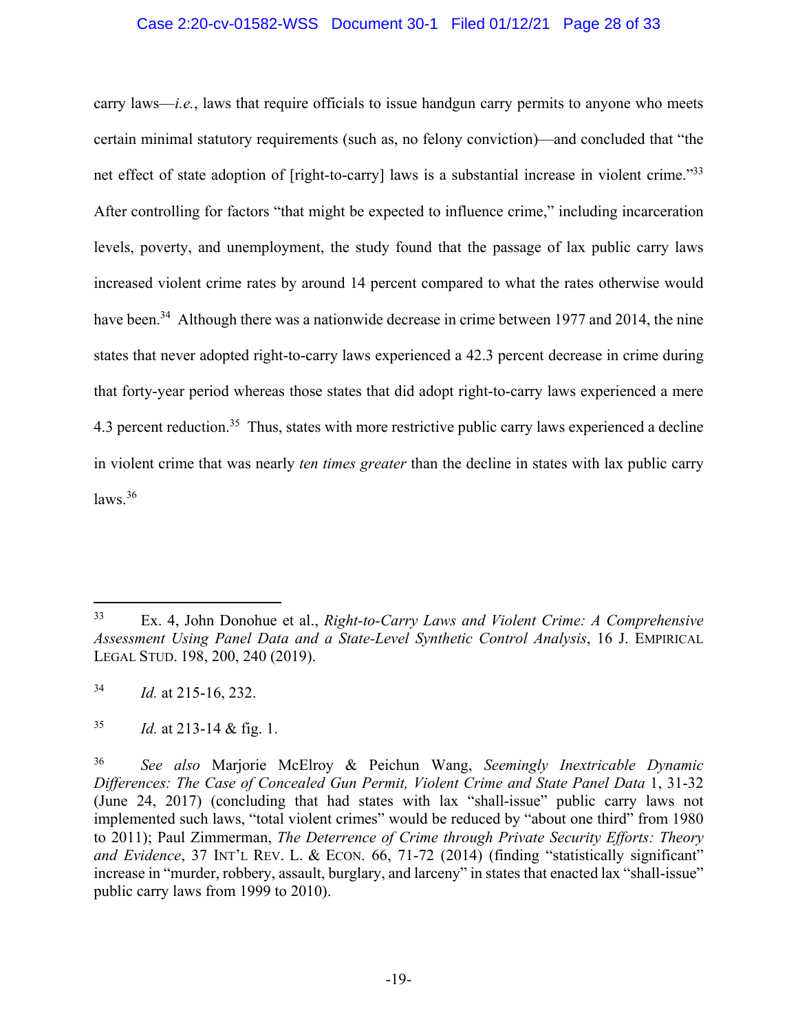carry laws—*i.e.*, laws that require officials to issue handgun carry permits to anyone who meets certain minimal statutory requirements (such as, no felony conviction)—and concluded that "the net effect of state adoption of [right-to-carry] laws is a substantial increase in violent crime."[33] After controlling for factors "that might be expected to influence crime," including incarceration levels, poverty, and unemployment, the study found that the passage of lax public carry laws increased violent crime rates by around 14 percent compared to what the rates otherwise would have been.[34] Although there was a nationwide decrease in crime between 1977 and 2014, the nine states that never adopted right-to-carry laws experienced a 42.3 percent decrease in crime during that forty-year period whereas those states that did adopt right-to-carry laws experienced a mere 4.3 percent reduction.[35] Thus, states with more restrictive public carry laws experienced a decline in violent crime that was nearly *ten times greater* than the decline in states with lax public carry laws.[36]

---

[33] Ex. 4, John Donohue et al., *Right-to-Carry Laws and Violent Crime: A Comprehensive Assessment Using Panel Data and a State-Level Synthetic Control Analysis*, 16 J. EMPIRICAL LEGAL STUD. 198, 200, 240 (2019).

[34] *Id.* at 215-16, 232.

[35] *Id.* at 213-14 & fig. 1.

[36] *See also* Marjorie McElroy & Peichun Wang, *Seemingly Inextricable Dynamic Differences: The Case of Concealed Gun Permit, Violent Crime and State Panel Data* 1, 31-32 (June 24, 2017) (concluding that had states with lax "shall-issue" public carry laws not implemented such laws, "total violent crimes" would be reduced by "about one third" from 1980 to 2011); Paul Zimmerman, *The Deterrence of Crime through Private Security Efforts: Theory and Evidence*, 37 INT'L REV. L. & ECON. 66, 71-72 (2014) (finding "statistically significant" increase in "murder, robbery, assault, burglary, and larceny" in states that enacted lax "shall-issue" public carry laws from 1999 to 2010).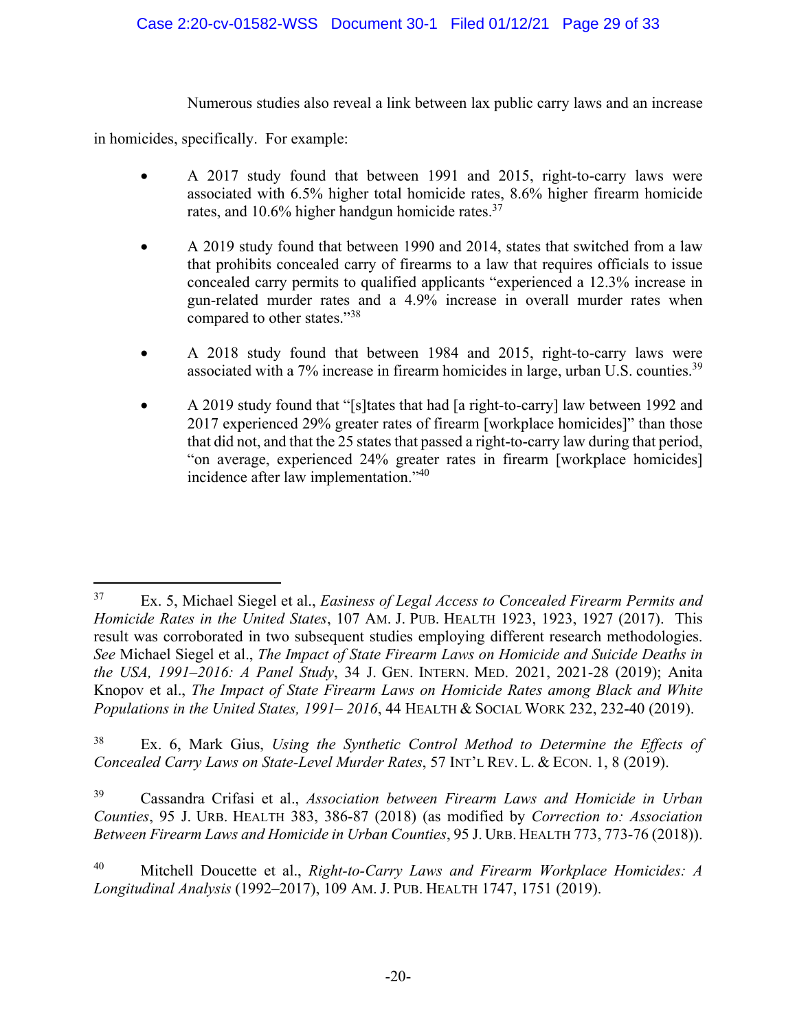Numerous studies also reveal a link between lax public carry laws and an increase in homicides, specifically. For example:

- A 2017 study found that between 1991 and 2015, right-to-carry laws were associated with 6.5% higher total homicide rates, 8.6% higher firearm homicide rates, and 10.6% higher handgun homicide rates.[37]

- A 2019 study found that between 1990 and 2014, states that switched from a law that prohibits concealed carry of firearms to a law that requires officials to issue concealed carry permits to qualified applicants "experienced a 12.3% increase in gun-related murder rates and a 4.9% increase in overall murder rates when compared to other states."[38]

- A 2018 study found that between 1984 and 2015, right-to-carry laws were associated with a 7% increase in firearm homicides in large, urban U.S. counties.[39]

- A 2019 study found that "[s]tates that had [a right-to-carry] law between 1992 and 2017 experienced 29% greater rates of firearm [workplace homicides]" than those that did not, and that the 25 states that passed a right-to-carry law during that period, "on average, experienced 24% greater rates in firearm [workplace homicides] incidence after law implementation."[40]

---

[37] Ex. 5, Michael Siegel et al., *Easiness of Legal Access to Concealed Firearm Permits and Homicide Rates in the United States*, 107 AM. J. PUB. HEALTH 1923, 1923, 1927 (2017). This result was corroborated in two subsequent studies employing different research methodologies. *See* Michael Siegel et al., *The Impact of State Firearm Laws on Homicide and Suicide Deaths in the USA, 1991–2016: A Panel Study*, 34 J. GEN. INTERN. MED. 2021, 2021-28 (2019); Anita Knopov et al., *The Impact of State Firearm Laws on Homicide Rates among Black and White Populations in the United States, 1991– 2016*, 44 HEALTH & SOCIAL WORK 232, 232-40 (2019).

[38] Ex. 6, Mark Gius, *Using the Synthetic Control Method to Determine the Effects of Concealed Carry Laws on State-Level Murder Rates*, 57 INT'L REV. L. & ECON. 1, 8 (2019).

[39] Cassandra Crifasi et al., *Association between Firearm Laws and Homicide in Urban Counties*, 95 J. URB. HEALTH 383, 386-87 (2018) (as modified by *Correction to: Association Between Firearm Laws and Homicide in Urban Counties*, 95 J. URB. HEALTH 773, 773-76 (2018)).

[40] Mitchell Doucette et al., *Right-to-Carry Laws and Firearm Workplace Homicides: A Longitudinal Analysis* (1992–2017), 109 AM. J. PUB. HEALTH 1747, 1751 (2019).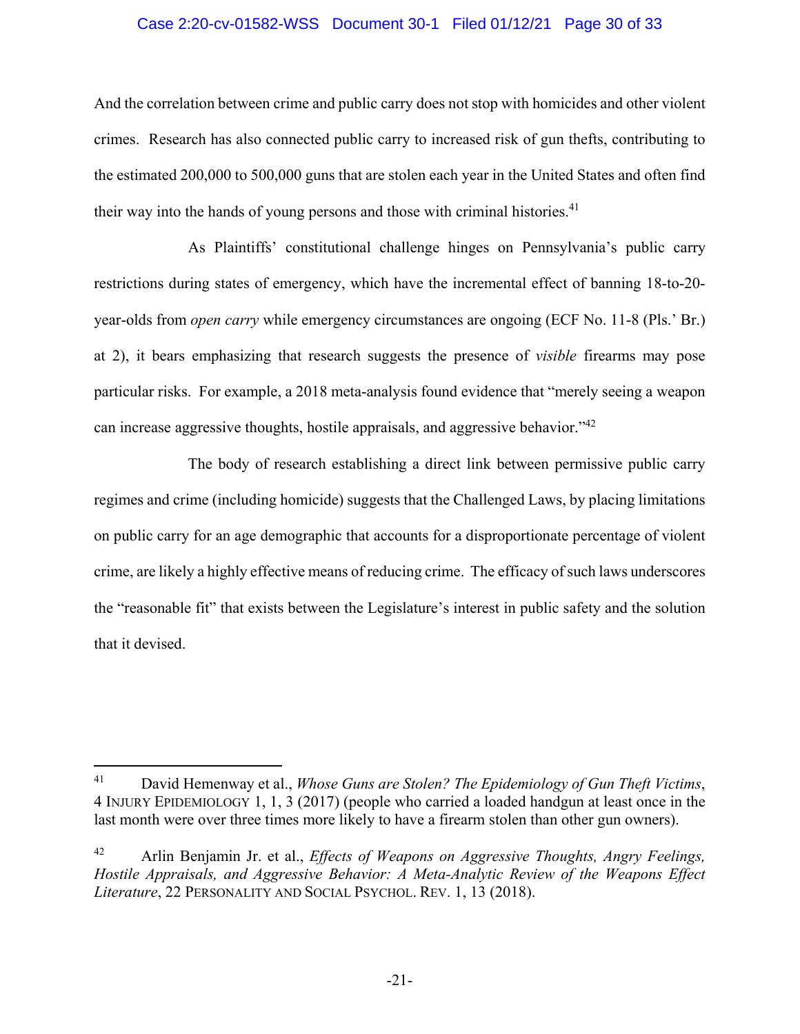And the correlation between crime and public carry does not stop with homicides and other violent crimes. Research has also connected public carry to increased risk of gun thefts, contributing to the estimated 200,000 to 500,000 guns that are stolen each year in the United States and often find their way into the hands of young persons and those with criminal histories.[41]

As Plaintiffs' constitutional challenge hinges on Pennsylvania's public carry restrictions during states of emergency, which have the incremental effect of banning 18-to-20-year-olds from *open carry* while emergency circumstances are ongoing (ECF No. 11-8 (Pls.' Br.) at 2), it bears emphasizing that research suggests the presence of *visible* firearms may pose particular risks. For example, a 2018 meta-analysis found evidence that "merely seeing a weapon can increase aggressive thoughts, hostile appraisals, and aggressive behavior."[42]

The body of research establishing a direct link between permissive public carry regimes and crime (including homicide) suggests that the Challenged Laws, by placing limitations on public carry for an age demographic that accounts for a disproportionate percentage of violent crime, are likely a highly effective means of reducing crime. The efficacy of such laws underscores the "reasonable fit" that exists between the Legislature's interest in public safety and the solution that it devised.

---

[41] David Hemenway et al., *Whose Guns are Stolen? The Epidemiology of Gun Theft Victims*, 4 INJURY EPIDEMIOLOGY 1, 1, 3 (2017) (people who carried a loaded handgun at least once in the last month were over three times more likely to have a firearm stolen than other gun owners).

[42] Arlin Benjamin Jr. et al., *Effects of Weapons on Aggressive Thoughts, Angry Feelings, Hostile Appraisals, and Aggressive Behavior: A Meta-Analytic Review of the Weapons Effect Literature*, 22 PERSONALITY AND SOCIAL PSYCHOL. REV. 1, 13 (2018).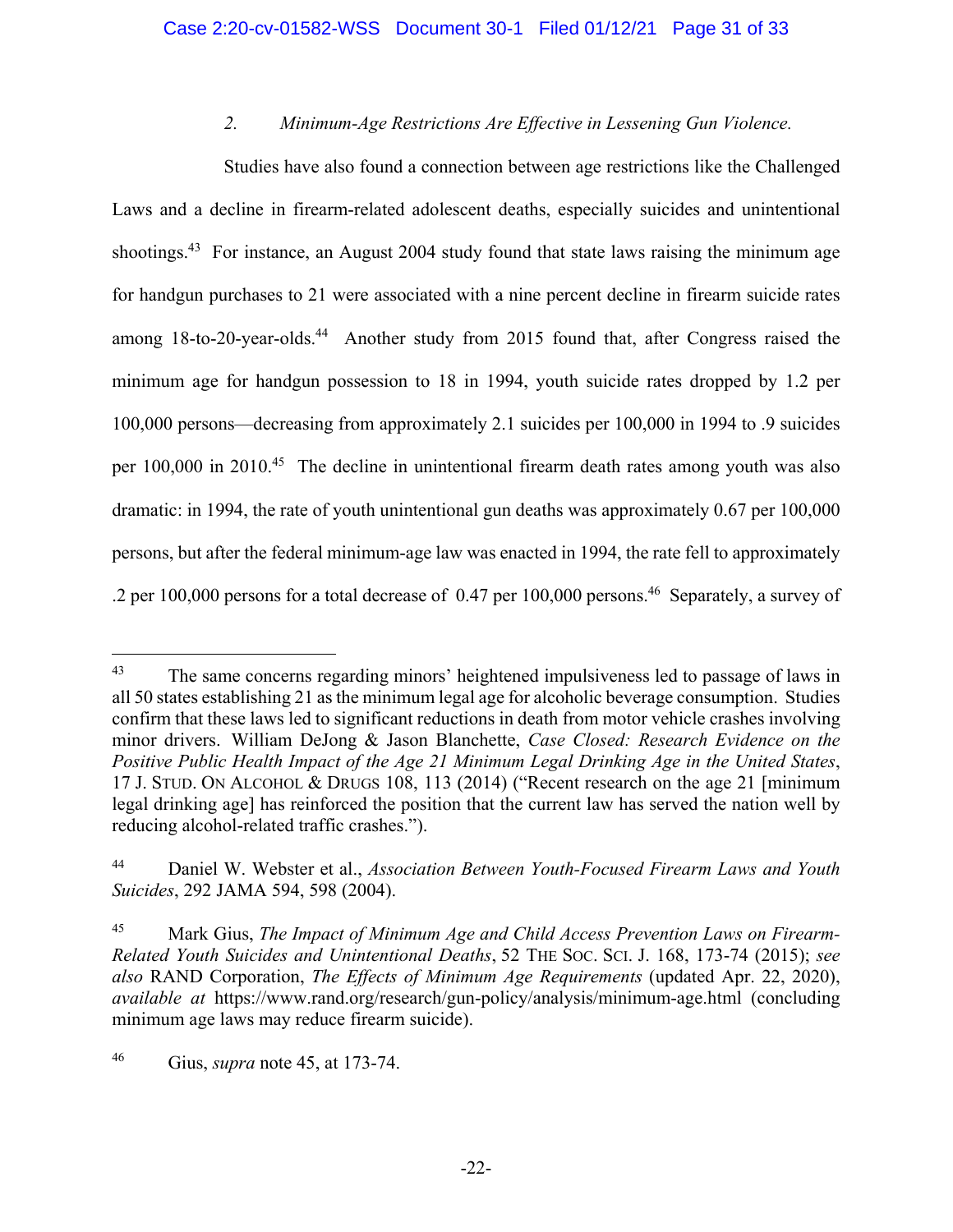### 2. *Minimum-Age Restrictions Are Effective in Lessening Gun Violence.*

Studies have also found a connection between age restrictions like the Challenged Laws and a decline in firearm-related adolescent deaths, especially suicides and unintentional shootings.[43] For instance, an August 2004 study found that state laws raising the minimum age for handgun purchases to 21 were associated with a nine percent decline in firearm suicide rates among 18-to-20-year-olds.[44] Another study from 2015 found that, after Congress raised the minimum age for handgun possession to 18 in 1994, youth suicide rates dropped by 1.2 per 100,000 persons—decreasing from approximately 2.1 suicides per 100,000 in 1994 to .9 suicides per 100,000 in 2010.[45] The decline in unintentional firearm death rates among youth was also dramatic: in 1994, the rate of youth unintentional gun deaths was approximately 0.67 per 100,000 persons, but after the federal minimum-age law was enacted in 1994, the rate fell to approximately .2 per 100,000 persons for a total decrease of 0.47 per 100,000 persons.[46] Separately, a survey of

---

[43] The same concerns regarding minors' heightened impulsiveness led to passage of laws in all 50 states establishing 21 as the minimum legal age for alcoholic beverage consumption. Studies confirm that these laws led to significant reductions in death from motor vehicle crashes involving minor drivers. William DeJong & Jason Blanchette, *Case Closed: Research Evidence on the Positive Public Health Impact of the Age 21 Minimum Legal Drinking Age in the United States*, 17 J. STUD. ON ALCOHOL & DRUGS 108, 113 (2014) ("Recent research on the age 21 [minimum legal drinking age] has reinforced the position that the current law has served the nation well by reducing alcohol-related traffic crashes.").

[44] Daniel W. Webster et al., *Association Between Youth-Focused Firearm Laws and Youth Suicides*, 292 JAMA 594, 598 (2004).

[45] Mark Gius, *The Impact of Minimum Age and Child Access Prevention Laws on Firearm-Related Youth Suicides and Unintentional Deaths*, 52 THE SOC. SCI. J. 168, 173-74 (2015); *see also* RAND Corporation, *The Effects of Minimum Age Requirements* (updated Apr. 22, 2020), *available at* https://www.rand.org/research/gun-policy/analysis/minimum-age.html (concluding minimum age laws may reduce firearm suicide).

[46] Gius, *supra* note 45, at 173-74.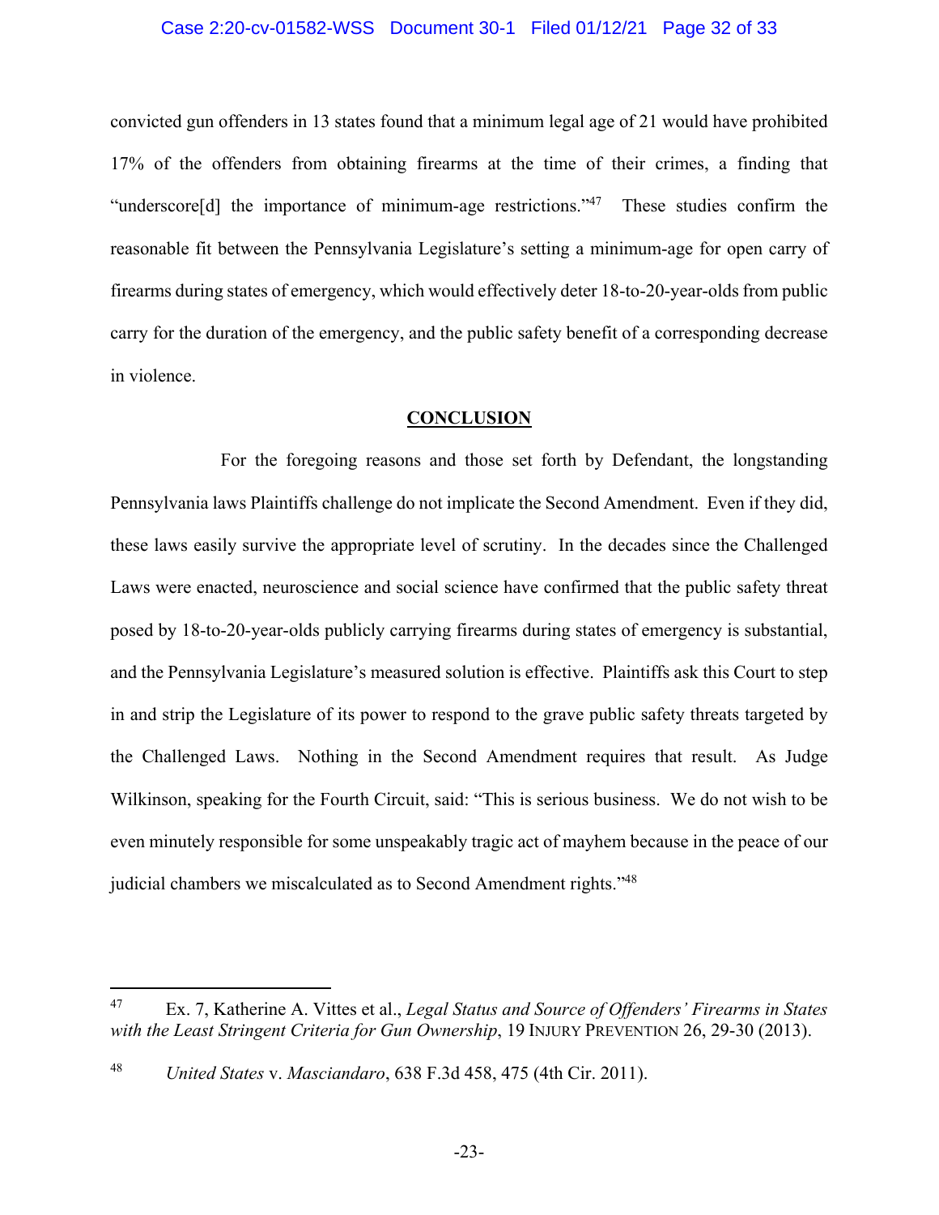convicted gun offenders in 13 states found that a minimum legal age of 21 would have prohibited 17% of the offenders from obtaining firearms at the time of their crimes, a finding that "underscore[d] the importance of minimum-age restrictions."[47] These studies confirm the reasonable fit between the Pennsylvania Legislature's setting a minimum-age for open carry of firearms during states of emergency, which would effectively deter 18-to-20-year-olds from public carry for the duration of the emergency, and the public safety benefit of a corresponding decrease in violence.

## CONCLUSION

For the foregoing reasons and those set forth by Defendant, the longstanding Pennsylvania laws Plaintiffs challenge do not implicate the Second Amendment. Even if they did, these laws easily survive the appropriate level of scrutiny. In the decades since the Challenged Laws were enacted, neuroscience and social science have confirmed that the public safety threat posed by 18-to-20-year-olds publicly carrying firearms during states of emergency is substantial, and the Pennsylvania Legislature's measured solution is effective. Plaintiffs ask this Court to step in and strip the Legislature of its power to respond to the grave public safety threats targeted by the Challenged Laws. Nothing in the Second Amendment requires that result. As Judge Wilkinson, speaking for the Fourth Circuit, said: "This is serious business. We do not wish to be even minutely responsible for some unspeakably tragic act of mayhem because in the peace of our judicial chambers we miscalculated as to Second Amendment rights."[48]

---

[47] Ex. 7, Katherine A. Vittes et al., *Legal Status and Source of Offenders' Firearms in States with the Least Stringent Criteria for Gun Ownership*, 19 INJURY PREVENTION 26, 29-30 (2013).

[48] *United States* v. *Masciandaro*, 638 F.3d 458, 475 (4th Cir. 2011).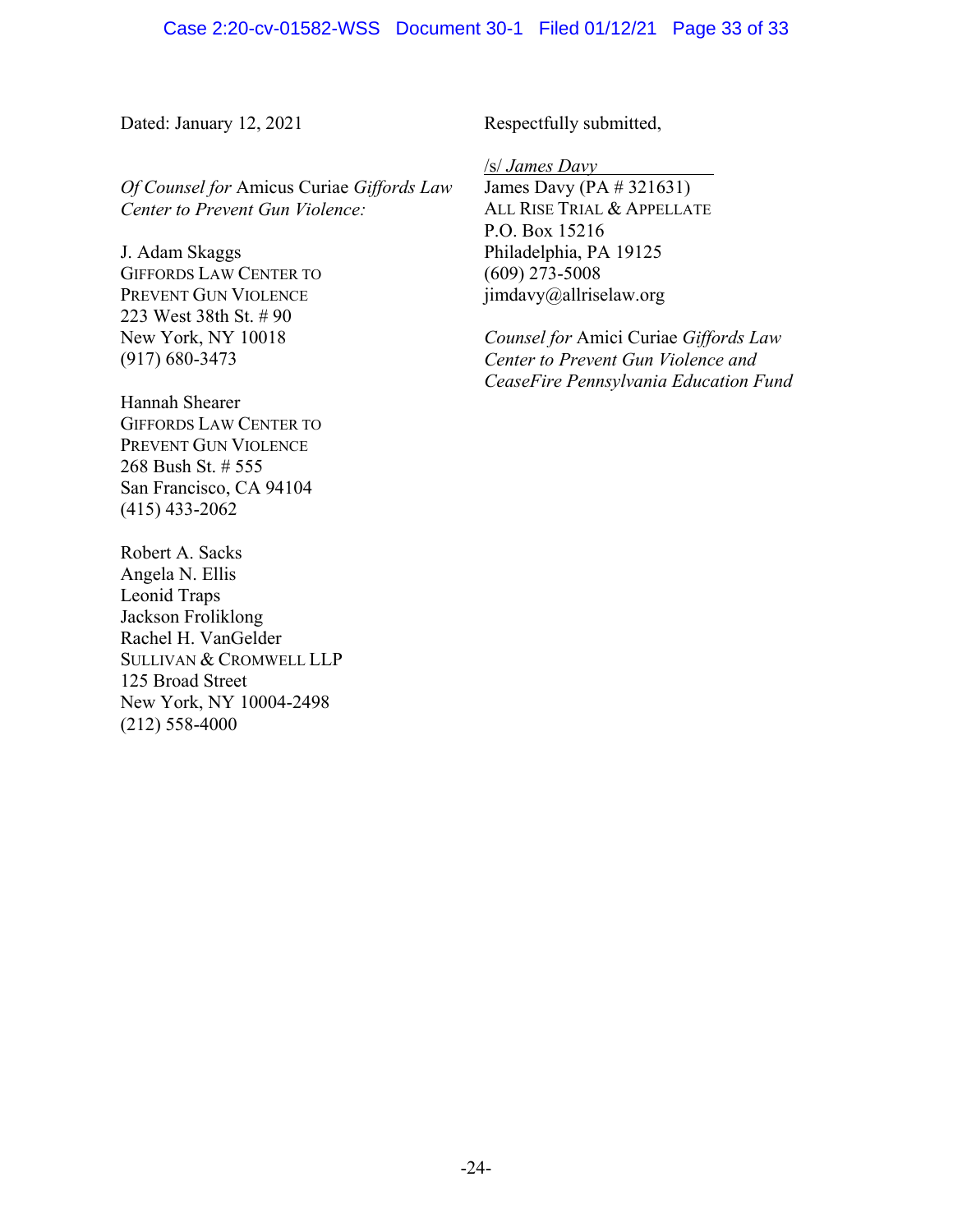Dated: January 12, 2021

Respectfully submitted,

/s/ *James Davy*
James Davy (PA # 321631)
ALL RISE TRIAL & APPELLATE
P.O. Box 15216
Philadelphia, PA 19125
(609) 273-5008
jimdavy@allriselaw.org

*Counsel for* Amici Curiae *Giffords Law Center to Prevent Gun Violence and CeaseFire Pennsylvania Education Fund*

*Of Counsel for* Amicus Curiae *Giffords Law Center to Prevent Gun Violence:*

J. Adam Skaggs
GIFFORDS LAW CENTER TO PREVENT GUN VIOLENCE
223 West 38th St. # 90
New York, NY 10018
(917) 680-3473

Hannah Shearer
GIFFORDS LAW CENTER TO PREVENT GUN VIOLENCE
268 Bush St. # 555
San Francisco, CA 94104
(415) 433-2062

Robert A. Sacks
Angela N. Ellis
Leonid Traps
Jackson Froliklong
Rachel H. VanGelder
SULLIVAN & CROMWELL LLP
125 Broad Street
New York, NY 10004-2498
(212) 558-4000